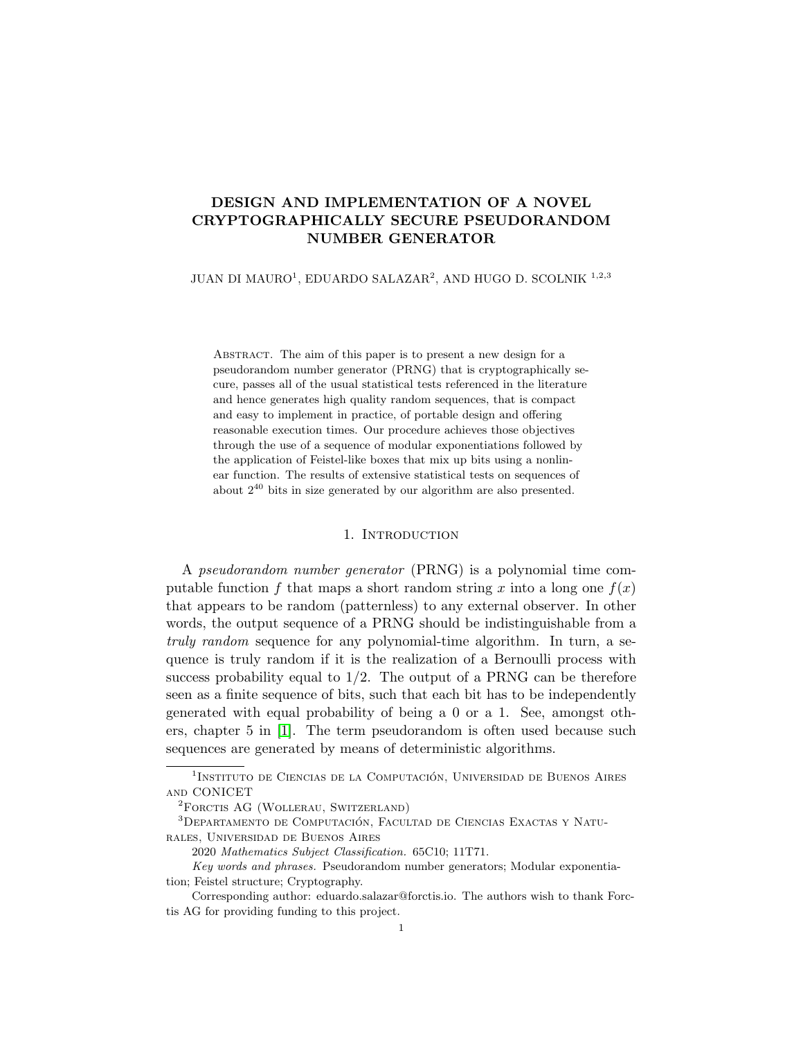# DESIGN AND IMPLEMENTATION OF A NOVEL CRYPTOGRAPHICALLY SECURE PSEUDORANDOM NUMBER GENERATOR

JUAN DI MAURO[1], EDUARDO SALAZAR[2], AND HUGO D. SCOLNIK [1,2,3]

Abstract. The aim of this paper is to present a new design for a pseudorandom number generator (PRNG) that is cryptographically secure, passes all of the usual statistical tests referenced in the literature and hence generates high quality random sequences, that is compact and easy to implement in practice, of portable design and offering reasonable execution times. Our procedure achieves those objectives through the use of a sequence of modular exponentiations followed by the application of Feistel-like boxes that mix up bits using a nonlinear function. The results of extensive statistical tests on sequences of about $2^{40}$ bits in size generated by our algorithm are also presented.

## 1. Introduction

A *pseudorandom number generator* (PRNG) is a polynomial time computable function $f$ that maps a short random string $x$ into a long one $f(x)$ that appears to be random (patternless) to any external observer. In other words, the output sequence of a PRNG should be indistinguishable from a *truly random* sequence for any polynomial-time algorithm. In turn, a sequence is truly random if it is the realization of a Bernoulli process with success probability equal to $1/2$. The output of a PRNG can be therefore seen as a finite sequence of bits, such that each bit has to be independently generated with equal probability of being a 0 or a 1. See, amongst others, chapter 5 in [1]. The term pseudorandom is often used because such sequences are generated by means of deterministic algorithms.

---

[1] Instituto de Ciencias de la Computación, Universidad de Buenos Aires and CONICET

[2] Forctis AG (Wollerau, Switzerland)

[3] Departamento de Computación, Facultad de Ciencias Exactas y Naturales, Universidad de Buenos Aires

2020 *Mathematics Subject Classification.* 65C10; 11T71.

*Key words and phrases.* Pseudorandom number generators; Modular exponentiation; Feistel structure; Cryptography.

Corresponding author: eduardo.salazar@forctis.io. The authors wish to thank Forctis AG for providing funding to this project.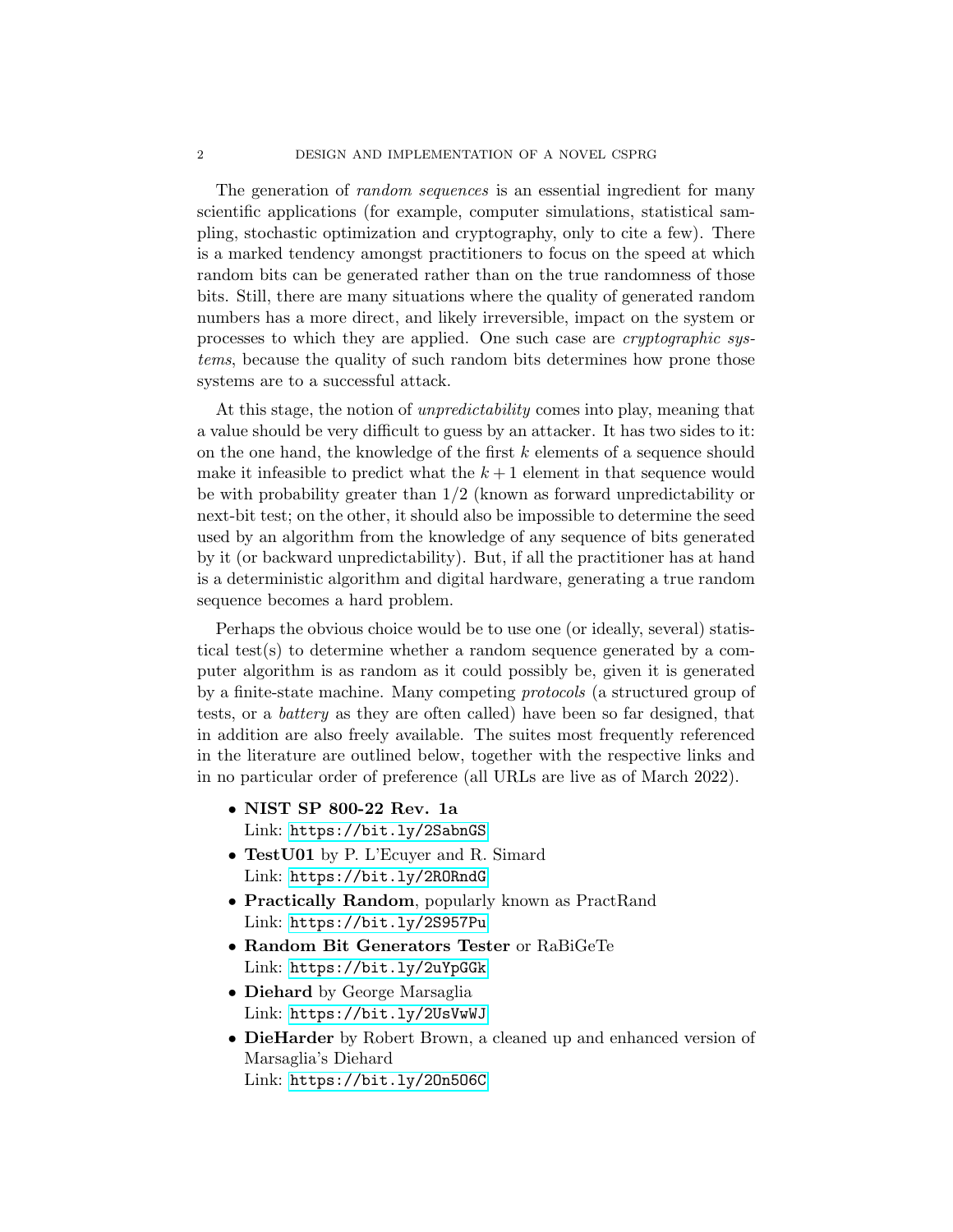The generation of *random sequences* is an essential ingredient for many scientific applications (for example, computer simulations, statistical sampling, stochastic optimization and cryptography, only to cite a few). There is a marked tendency amongst practitioners to focus on the speed at which random bits can be generated rather than on the true randomness of those bits. Still, there are many situations where the quality of generated random numbers has a more direct, and likely irreversible, impact on the system or processes to which they are applied. One such case are *cryptographic systems*, because the quality of such random bits determines how prone those systems are to a successful attack.

At this stage, the notion of *unpredictability* comes into play, meaning that a value should be very difficult to guess by an attacker. It has two sides to it: on the one hand, the knowledge of the first $k$ elements of a sequence should make it infeasible to predict what the $k+1$ element in that sequence would be with probability greater than $1/2$ (known as forward unpredictability or next-bit test; on the other, it should also be impossible to determine the seed used by an algorithm from the knowledge of any sequence of bits generated by it (or backward unpredictability). But, if all the practitioner has at hand is a deterministic algorithm and digital hardware, generating a true random sequence becomes a hard problem.

Perhaps the obvious choice would be to use one (or ideally, several) statistical test(s) to determine whether a random sequence generated by a computer algorithm is as random as it could possibly be, given it is generated by a finite-state machine. Many competing *protocols* (a structured group of tests, or a *battery* as they are often called) have been so far designed, that in addition are also freely available. The suites most frequently referenced in the literature are outlined below, together with the respective links and in no particular order of preference (all URLs are live as of March 2022).

- **NIST SP 800-22 Rev. 1a**
  Link: https://bit.ly/2SabnGS
- **TestU01** by P. L'Ecuyer and R. Simard
  Link: https://bit.ly/2RORndG
- **Practically Random**, popularly known as PractRand
  Link: https://bit.ly/2S957Pu
- **Random Bit Generators Tester** or RaBiGeTe
  Link: https://bit.ly/2uYpGGk
- **Diehard** by George Marsaglia
  Link: https://bit.ly/2UsVwWJ
- **DieHarder** by Robert Brown, a cleaned up and enhanced version of Marsaglia's Diehard
  Link: https://bit.ly/2On5O6C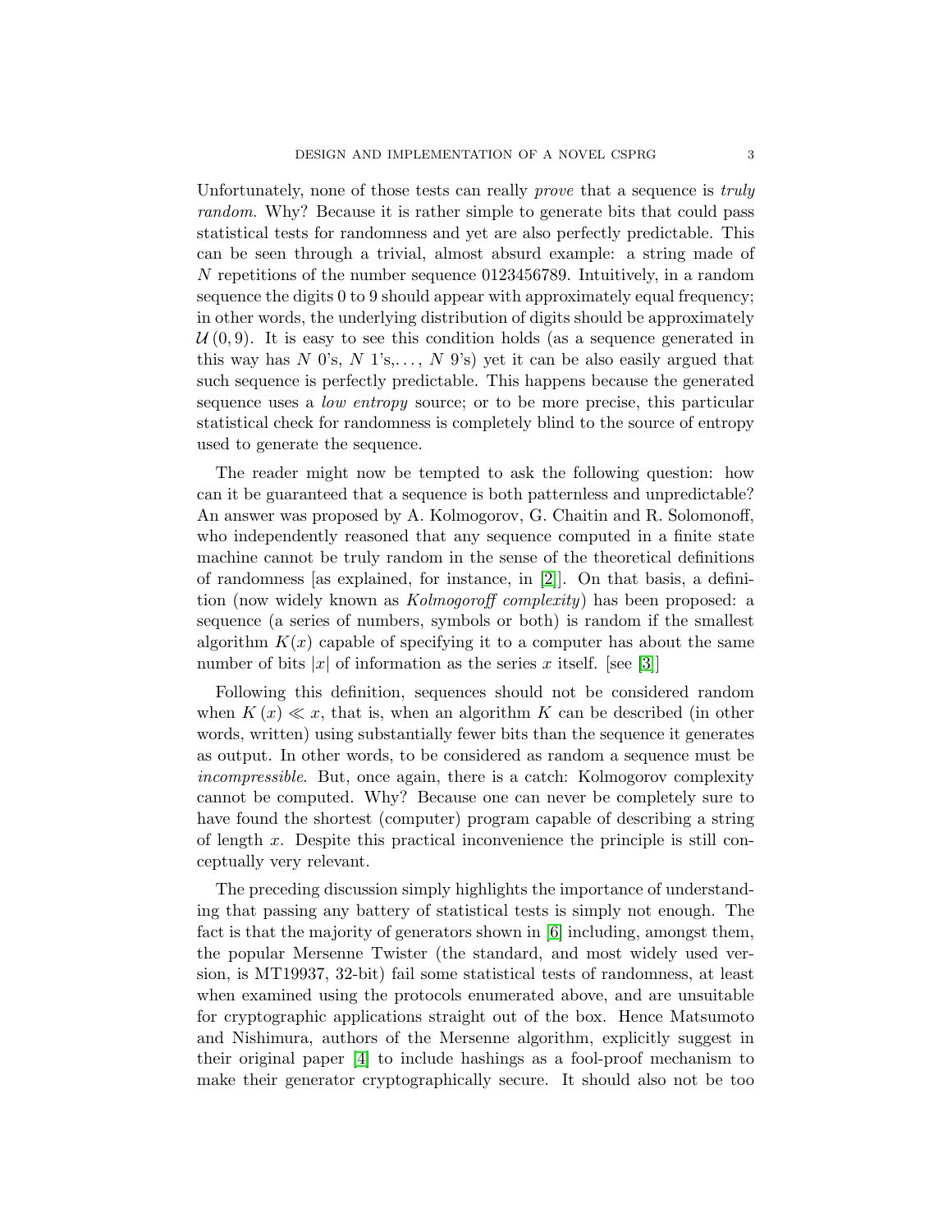Unfortunately, none of those tests can really *prove* that a sequence is *truly random*. Why? Because it is rather simple to generate bits that could pass statistical tests for randomness and yet are also perfectly predictable. This can be seen through a trivial, almost absurd example: a string made of $N$ repetitions of the number sequence 0123456789. Intuitively, in a random sequence the digits 0 to 9 should appear with approximately equal frequency; in other words, the underlying distribution of digits should be approximately $\mathcal{U}(0, 9)$. It is easy to see this condition holds (as a sequence generated in this way has $N$ 0's, $N$ 1's,..., $N$ 9's) yet it can be also easily argued that such sequence is perfectly predictable. This happens because the generated sequence uses a *low entropy* source; or to be more precise, this particular statistical check for randomness is completely blind to the source of entropy used to generate the sequence.

The reader might now be tempted to ask the following question: how can it be guaranteed that a sequence is both patternless and unpredictable? An answer was proposed by A. Kolmogorov, G. Chaitin and R. Solomonoff, who independently reasoned that any sequence computed in a finite state machine cannot be truly random in the sense of the theoretical definitions of randomness [as explained, for instance, in [2]]. On that basis, a definition (now widely known as *Kolmogoroff complexity*) has been proposed: a sequence (a series of numbers, symbols or both) is random if the smallest algorithm $K(x)$ capable of specifying it to a computer has about the same number of bits $|x|$ of information as the series $x$ itself. [see [3]]

Following this definition, sequences should not be considered random when $K(x) \ll x$, that is, when an algorithm $K$ can be described (in other words, written) using substantially fewer bits than the sequence it generates as output. In other words, to be considered as random a sequence must be *incompressible*. But, once again, there is a catch: Kolmogorov complexity cannot be computed. Why? Because one can never be completely sure to have found the shortest (computer) program capable of describing a string of length $x$. Despite this practical inconvenience the principle is still conceptually very relevant.

The preceding discussion simply highlights the importance of understanding that passing any battery of statistical tests is simply not enough. The fact is that the majority of generators shown in [6] including, amongst them, the popular Mersenne Twister (the standard, and most widely used version, is MT19937, 32-bit) fail some statistical tests of randomness, at least when examined using the protocols enumerated above, and are unsuitable for cryptographic applications straight out of the box. Hence Matsumoto and Nishimura, authors of the Mersenne algorithm, explicitly suggest in their original paper [4] to include hashings as a fool-proof mechanism to make their generator cryptographically secure. It should also not be too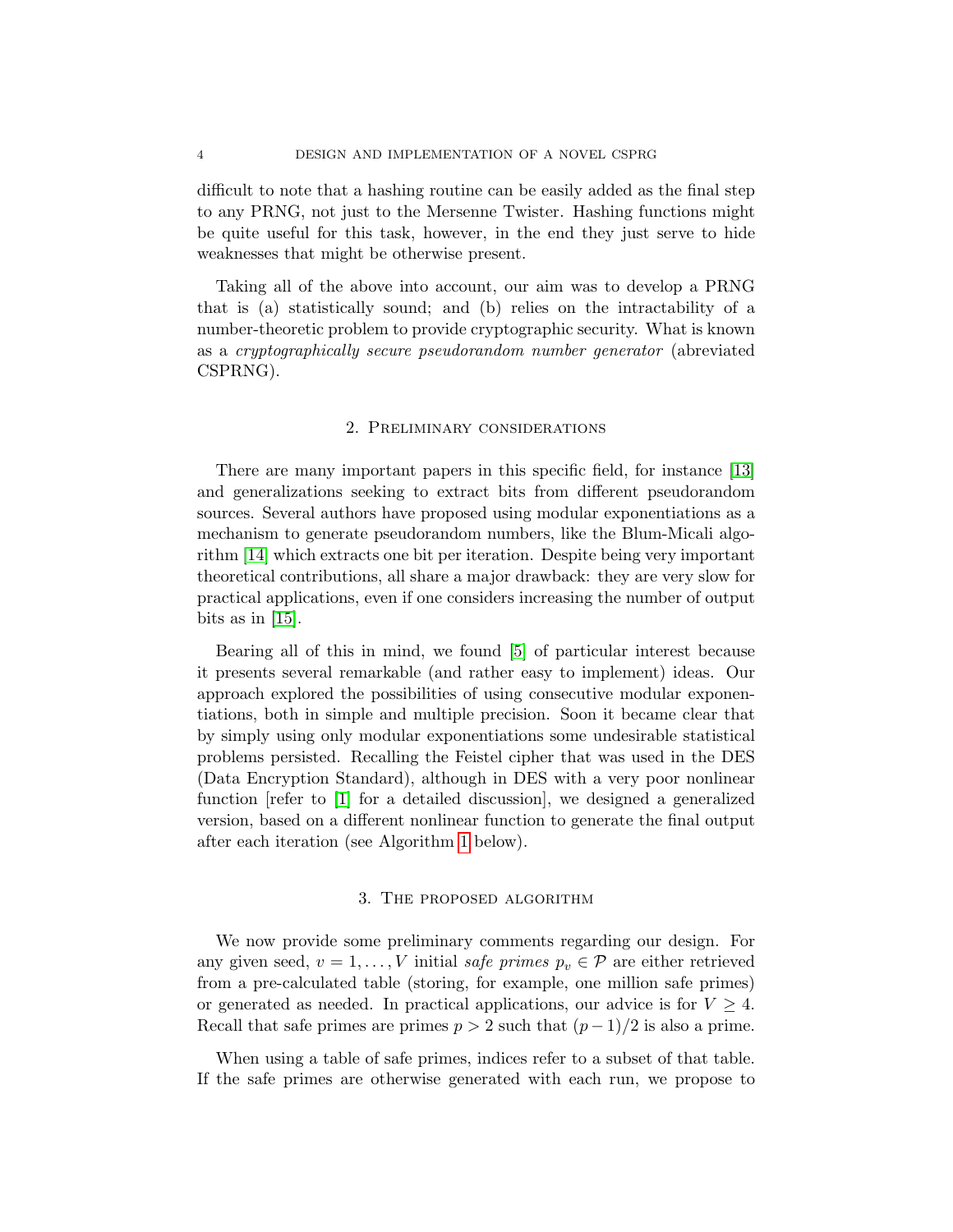difficult to note that a hashing routine can be easily added as the final step to any PRNG, not just to the Mersenne Twister. Hashing functions might be quite useful for this task, however, in the end they just serve to hide weaknesses that might be otherwise present.

Taking all of the above into account, our aim was to develop a PRNG that is (a) statistically sound; and (b) relies on the intractability of a number-theoretic problem to provide cryptographic security. What is known as a *cryptographically secure pseudorandom number generator* (abreviated CSPRNG).

## 2. Preliminary considerations

There are many important papers in this specific field, for instance [13] and generalizations seeking to extract bits from different pseudorandom sources. Several authors have proposed using modular exponentiations as a mechanism to generate pseudorandom numbers, like the Blum-Micali algorithm [14] which extracts one bit per iteration. Despite being very important theoretical contributions, all share a major drawback: they are very slow for practical applications, even if one considers increasing the number of output bits as in [15].

Bearing all of this in mind, we found [5] of particular interest because it presents several remarkable (and rather easy to implement) ideas. Our approach explored the possibilities of using consecutive modular exponentiations, both in simple and multiple precision. Soon it became clear that by simply using only modular exponentiations some undesirable statistical problems persisted. Recalling the Feistel cipher that was used in the DES (Data Encryption Standard), although in DES with a very poor nonlinear function [refer to [1] for a detailed discussion], we designed a generalized version, based on a different nonlinear function to generate the final output after each iteration (see Algorithm 1 below).

## 3. The proposed algorithm

We now provide some preliminary comments regarding our design. For any given seed, $v = 1, \ldots, V$ initial *safe primes* $p_v \in \mathcal{P}$ are either retrieved from a pre-calculated table (storing, for example, one million safe primes) or generated as needed. In practical applications, our advice is for $V \geq 4$. Recall that safe primes are primes $p > 2$ such that $(p-1)/2$ is also a prime.

When using a table of safe primes, indices refer to a subset of that table. If the safe primes are otherwise generated with each run, we propose to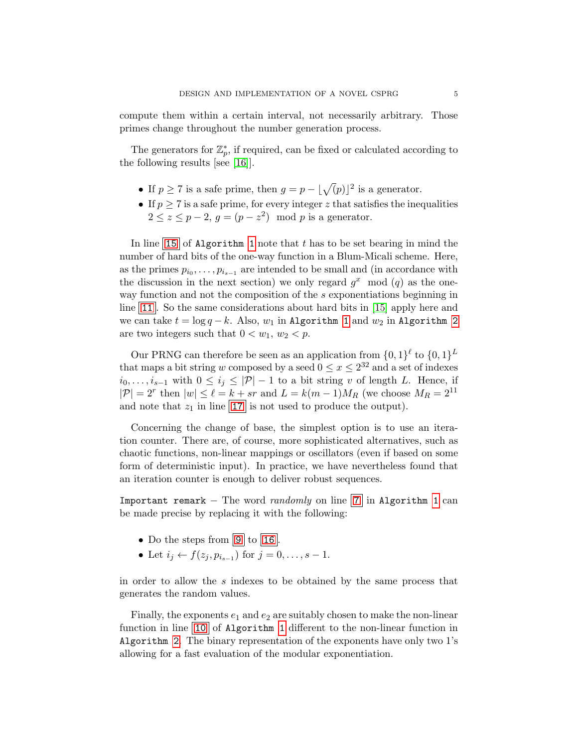compute them within a certain interval, not necessarily arbitrary. Those primes change throughout the number generation process.

The generators for $\mathbb{Z}_p^*$, if required, can be fixed or calculated according to the following results [see [16]].

- If $p \geq 7$ is a safe prime, then $g = p - \lfloor \sqrt(p) \rfloor^2$ is a generator.
- If $p \geq 7$ is a safe prime, for every integer $z$ that satisfies the inequalities $2 \leq z \leq p-2$, $g = (p - z^2) \mod p$ is a generator.

In line 15 of `Algorithm` 1 note that $t$ has to be set bearing in mind the number of hard bits of the one-way function in a Blum-Micali scheme. Here, as the primes $p_{i_0}, \ldots, p_{i_{s-1}}$ are intended to be small and (in accordance with the discussion in the next section) we only regard $g^x \mod (q)$ as the one-way function and not the composition of the $s$ exponentiations beginning in line 11. So the same considerations about hard bits in [15] apply here and we can take $t = \log q - k$. Also, $w_1$ in `Algorithm` 1 and $w_2$ in `Algorithm` 2 are two integers such that $0 < w_1, w_2 < p$.

Our PRNG can therefore be seen as an application from $\{0,1\}^\ell$ to $\{0,1\}^L$ that maps a bit string $w$ composed by a seed $0 \leq x \leq 2^{32}$ and a set of indexes $i_0, \ldots, i_{s-1}$ with $0 \leq i_j \leq |\mathcal{P}| - 1$ to a bit string $v$ of length $L$. Hence, if $|\mathcal{P}| = 2^r$ then $|w| \leq \ell = k + sr$ and $L = k(m-1)M_R$ (we choose $M_R = 2^{11}$ and note that $z_1$ in line 17 is not used to produce the output).

Concerning the change of base, the simplest option is to use an iteration counter. There are, of course, more sophisticated alternatives, such as chaotic functions, non-linear mappings or oscillators (even if based on some form of deterministic input). In practice, we have nevertheless found that an iteration counter is enough to deliver robust sequences.

`Important remark` – The word *randomly* on line 7 in `Algorithm` 1 can be made precise by replacing it with the following:

- Do the steps from 9 to 16.
- Let $i_j \leftarrow f(z_j, p_{i_{s-1}})$ for $j = 0, \ldots, s-1$.

in order to allow the $s$ indexes to be obtained by the same process that generates the random values.

Finally, the exponents $e_1$ and $e_2$ are suitably chosen to make the non-linear function in line 10 of `Algorithm` 1 different to the non-linear function in `Algorithm` 2. The binary representation of the exponents have only two 1's allowing for a fast evaluation of the modular exponentiation.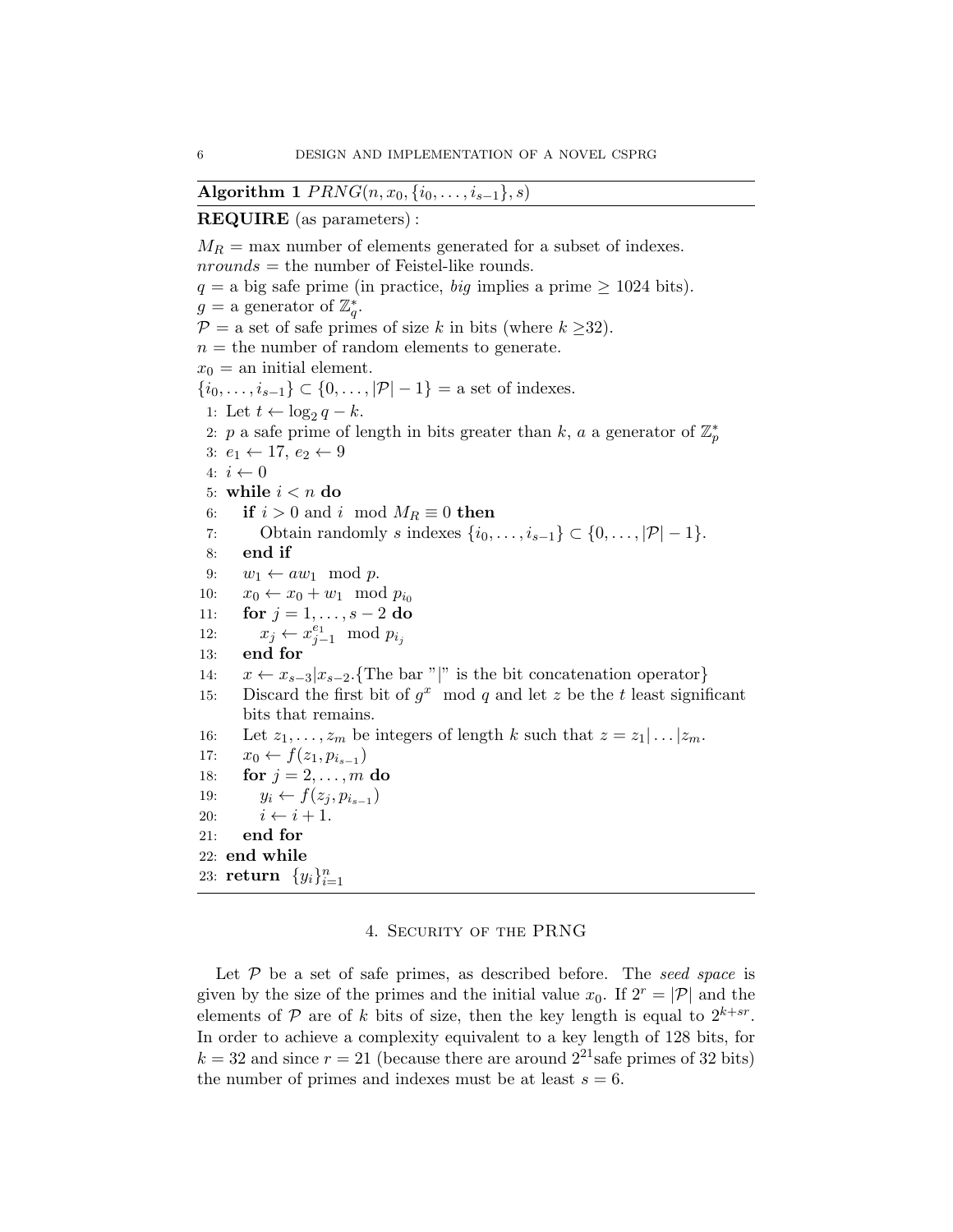**Algorithm 1** $PRNG(n, x_0, \{i_0, \ldots, i_{s-1}\}, s)$

**REQUIRE** (as parameters) :

$M_R$ = max number of elements generated for a subset of indexes.
$nrounds$ = the number of Feistel-like rounds.
$q$ = a big safe prime (in practice, *big* implies a prime $\geq$ 1024 bits).
$g$ = a generator of $\mathbb{Z}_q^*$.
$\mathcal{P}$ = a set of safe primes of size $k$ in bits (where $k \geq$32).
$n$ = the number of random elements to generate.
$x_0$ = an initial element.
$\{i_0, \ldots, i_{s-1}\} \subset \{0, \ldots, |\mathcal{P}| - 1\}$ = a set of indexes.

```
 1: Let t ← log_2 q − k.
 2: p a safe prime of length in bits greater than k, a a generator of Z_p^*
 3: e_1 ← 17, e_2 ← 9
 4: i ← 0
 5: while i < n do
 6:    if i > 0 and i mod M_R ≡ 0 then
 7:       Obtain randomly s indexes {i_0, ..., i_{s-1}} ⊂ {0, ..., |P| − 1}.
 8:    end if
 9:    w_1 ← a w_1 mod p.
10:    x_0 ← x_0 + w_1 mod p_{i_0}
11:    for j = 1, ..., s − 2 do
12:       x_j ← x_{j-1}^{e_1} mod p_{i_j}
13:    end for
14:    x ← x_{s-3}|x_{s-2}. {The bar "|" is the bit concatenation operator}
15:    Discard the first bit of g^x mod q and let z be the t least significant
       bits that remains.
16:    Let z_1, ..., z_m be integers of length k such that z = z_1| ... |z_m.
17:    x_0 ← f(z_1, p_{i_{s-1}})
18:    for j = 2, ..., m do
19:       y_i ← f(z_j, p_{i_{s-1}})
20:       i ← i + 1.
21:    end for
22: end while
23: return {y_i}_{i=1}^n
```

## 4. Security of the PRNG

Let $\mathcal{P}$ be a set of safe primes, as described before. The *seed space* is given by the size of the primes and the initial value $x_0$. If $2^r = |\mathcal{P}|$ and the elements of $\mathcal{P}$ are of $k$ bits of size, then the key length is equal to $2^{k+sr}$. In order to achieve a complexity equivalent to a key length of 128 bits, for $k = 32$ and since $r = 21$ (because there are around $2^{21}$safe primes of 32 bits) the number of primes and indexes must be at least $s = 6$.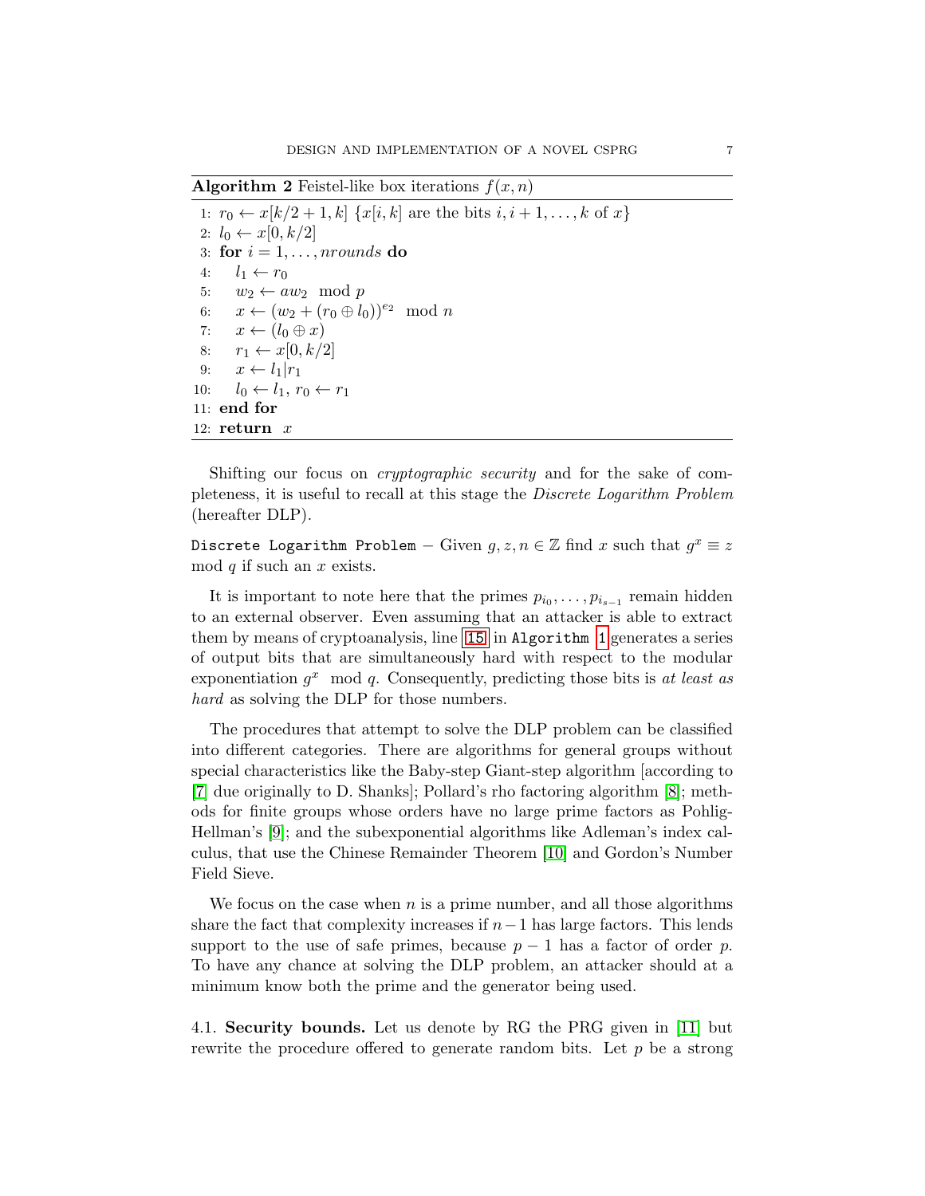**Algorithm 2** Feistel-like box iterations $f(x, n)$

```
1: r_0 ← x[k/2+1, k] {x[i,k] are the bits i, i+1, ..., k of x}
2: l_0 ← x[0, k/2]
3: for i = 1, ..., nrounds do
4:    l_1 ← r_0
5:    w_2 ← a w_2 mod p
6:    x ← (w_2 + (r_0 ⊕ l_0))^{e_2} mod n
7:    x ← (l_0 ⊕ x)
8:    r_1 ← x[0, k/2]
9:    x ← l_1 | r_1
10:   l_0 ← l_1, r_0 ← r_1
11: end for
12: return x
```

Shifting our focus on *cryptographic security* and for the sake of completeness, it is useful to recall at this stage the *Discrete Logarithm Problem* (hereafter DLP).

`Discrete Logarithm Problem` – Given $g, z, n \in \mathbb{Z}$ find $x$ such that $g^x \equiv z \mod q$ if such an $x$ exists.

It is important to note here that the primes $p_{i_0}, \ldots, p_{i_{s-1}}$ remain hidden to an external observer. Even assuming that an attacker is able to extract them by means of cryptoanalysis, line 15 in `Algorithm 1` generates a series of output bits that are simultaneously hard with respect to the modular exponentiation $g^x \mod q$. Consequently, predicting those bits is *at least as hard* as solving the DLP for those numbers.

The procedures that attempt to solve the DLP problem can be classified into different categories. There are algorithms for general groups without special characteristics like the Baby-step Giant-step algorithm [according to [7] due originally to D. Shanks]; Pollard's rho factoring algorithm [8]; methods for finite groups whose orders have no large prime factors as Pohlig-Hellman's [9]; and the subexponential algorithms like Adleman's index calculus, that use the Chinese Remainder Theorem [10] and Gordon's Number Field Sieve.

We focus on the case when $n$ is a prime number, and all those algorithms share the fact that complexity increases if $n-1$ has large factors. This lends support to the use of safe primes, because $p-1$ has a factor of order $p$. To have any chance at solving the DLP problem, an attacker should at a minimum know both the prime and the generator being used.

4.1. **Security bounds.** Let us denote by RG the PRG given in [11] but rewrite the procedure offered to generate random bits. Let $p$ be a strong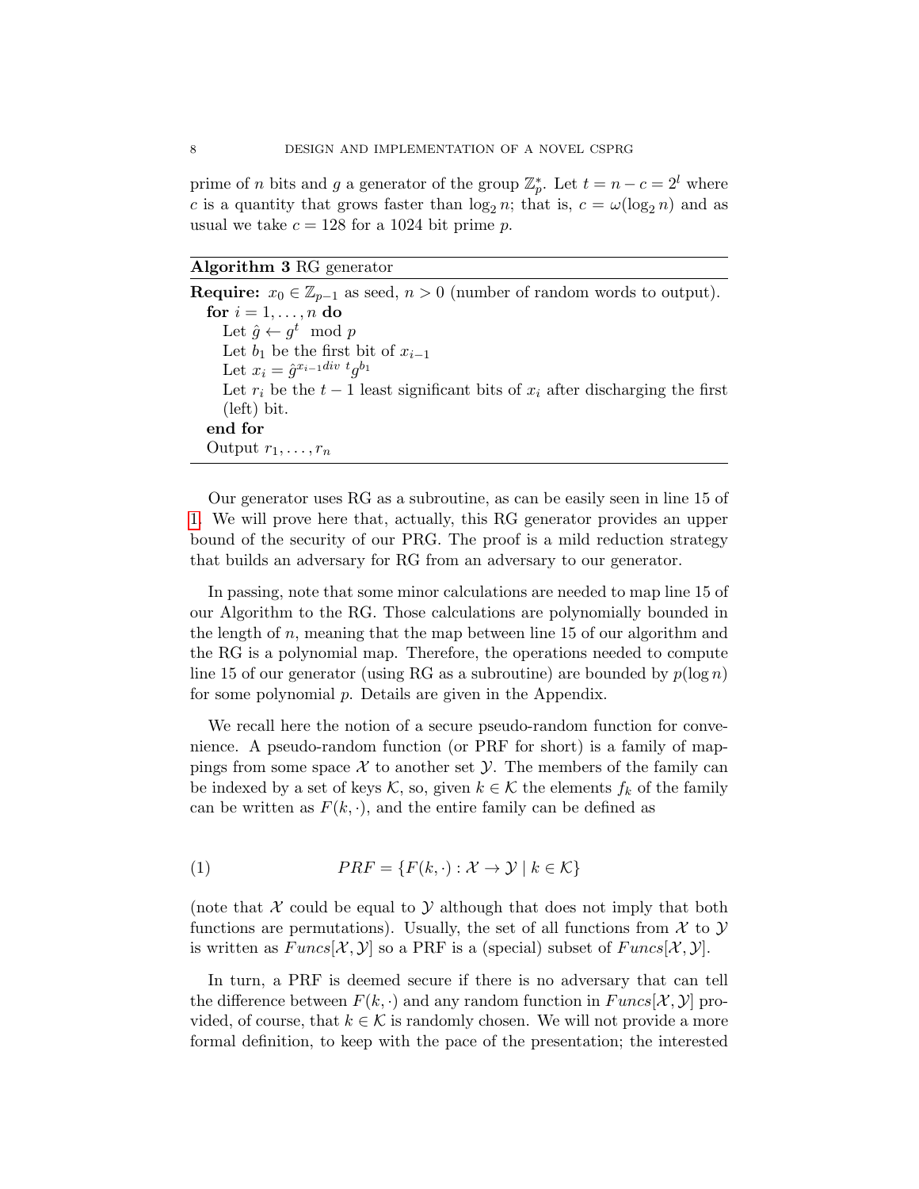prime of $n$ bits and $g$ a generator of the group $\mathbb{Z}_p^*$. Let $t = n - c = 2^l$ where $c$ is a quantity that grows faster than $\log_2 n$; that is, $c = \omega(\log_2 n)$ and as usual we take $c = 128$ for a 1024 bit prime $p$.

---

**Algorithm 3** RG generator

---

**Require:** $x_0 \in \mathbb{Z}_{p-1}$ as seed, $n > 0$ (number of random words to output).
  **for** $i = 1, \ldots, n$ **do**
    Let $\hat{g} \leftarrow g^t \mod p$
    Let $b_1$ be the first bit of $x_{i-1}$
    Let $x_i = \hat{g}^{x_{i-1} div\ t} g^{b_1}$
    Let $r_i$ be the $t-1$ least significant bits of $x_i$ after discharging the first (left) bit.
  **end for**
  Output $r_1, \ldots, r_n$

---

Our generator uses RG as a subroutine, as can be easily seen in line 15 of 1. We will prove here that, actually, this RG generator provides an upper bound of the security of our PRG. The proof is a mild reduction strategy that builds an adversary for RG from an adversary to our generator.

In passing, note that some minor calculations are needed to map line 15 of our Algorithm to the RG. Those calculations are polynomially bounded in the length of $n$, meaning that the map between line 15 of our algorithm and the RG is a polynomial map. Therefore, the operations needed to compute line 15 of our generator (using RG as a subroutine) are bounded by $p(\log n)$ for some polynomial $p$. Details are given in the Appendix.

We recall here the notion of a secure pseudo-random function for convenience. A pseudo-random function (or PRF for short) is a family of mappings from some space $\mathcal{X}$ to another set $\mathcal{Y}$. The members of the family can be indexed by a set of keys $\mathcal{K}$, so, given $k \in \mathcal{K}$ the elements $f_k$ of the family can be written as $F(k, \cdot)$, and the entire family can be defined as

$$PRF = \{F(k, \cdot) : \mathcal{X} \to \mathcal{Y} \mid k \in \mathcal{K}\} \tag{1}$$

(note that $\mathcal{X}$ could be equal to $\mathcal{Y}$ although that does not imply that both functions are permutations). Usually, the set of all functions from $\mathcal{X}$ to $\mathcal{Y}$ is written as $Funcs[\mathcal{X}, \mathcal{Y}]$ so a PRF is a (special) subset of $Funcs[\mathcal{X}, \mathcal{Y}]$.

In turn, a PRF is deemed secure if there is no adversary that can tell the difference between $F(k, \cdot)$ and any random function in $Funcs[\mathcal{X}, \mathcal{Y}]$ provided, of course, that $k \in \mathcal{K}$ is randomly chosen. We will not provide a more formal definition, to keep with the pace of the presentation; the interested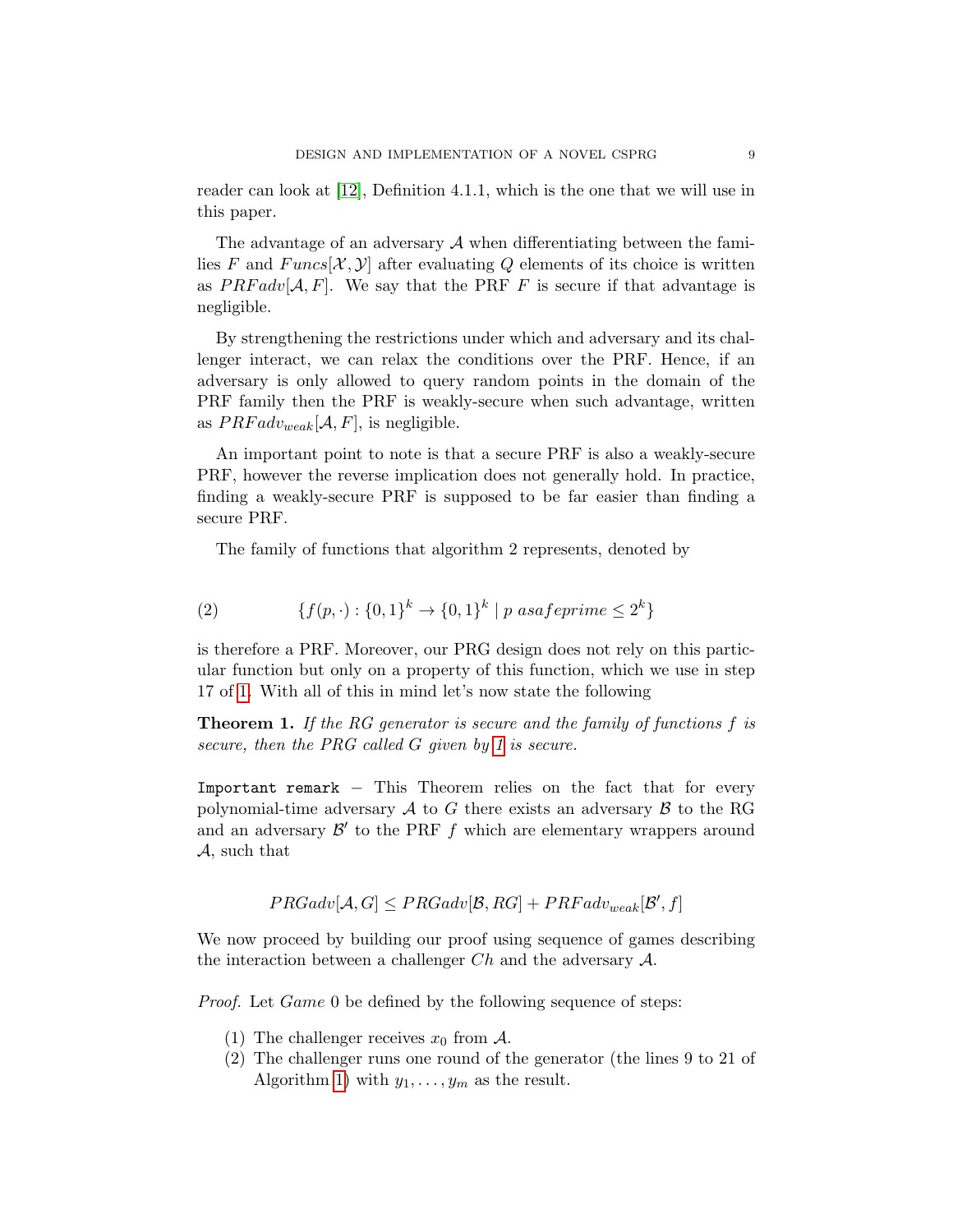reader can look at [12], Definition 4.1.1, which is the one that we will use in this paper.

The advantage of an adversary $\mathcal{A}$ when differentiating between the families $F$ and $Funcs[\mathcal{X}, \mathcal{Y}]$ after evaluating $Q$ elements of its choice is written as $PRFadv[\mathcal{A}, F]$. We say that the PRF $F$ is secure if that advantage is negligible.

By strengthening the restrictions under which and adversary and its challenger interact, we can relax the conditions over the PRF. Hence, if an adversary is only allowed to query random points in the domain of the PRF family then the PRF is weakly-secure when such advantage, written as $PRFadv_{weak}[\mathcal{A}, F]$, is negligible.

An important point to note is that a secure PRF is also a weakly-secure PRF, however the reverse implication does not generally hold. In practice, finding a weakly-secure PRF is supposed to be far easier than finding a secure PRF.

The family of functions that algorithm 2 represents, denoted by

$$\{f(p, \cdot) : \{0,1\}^k \to \{0,1\}^k \mid p\ asafeprime \leq 2^k\} \tag{2}$$

is therefore a PRF. Moreover, our PRG design does not rely on this particular function but only on a property of this function, which we use in step 17 of 1. With all of this in mind let's now state the following

**Theorem 1.** *If the RG generator is secure and the family of functions f is secure, then the PRG called G given by 1 is secure.*

`Important remark` – This Theorem relies on the fact that for every polynomial-time adversary $\mathcal{A}$ to $G$ there exists an adversary $\mathcal{B}$ to the RG and an adversary $\mathcal{B}'$ to the PRF $f$ which are elementary wrappers around $\mathcal{A}$, such that

$$PRGadv[\mathcal{A}, G] \leq PRGadv[\mathcal{B}, RG] + PRFadv_{weak}[\mathcal{B}', f]$$

We now proceed by building our proof using sequence of games describing the interaction between a challenger $Ch$ and the adversary $\mathcal{A}$.

*Proof.* Let *Game* 0 be defined by the following sequence of steps:

(1) The challenger receives $x_0$ from $\mathcal{A}$.
(2) The challenger runs one round of the generator (the lines 9 to 21 of Algorithm 1) with $y_1, \ldots, y_m$ as the result.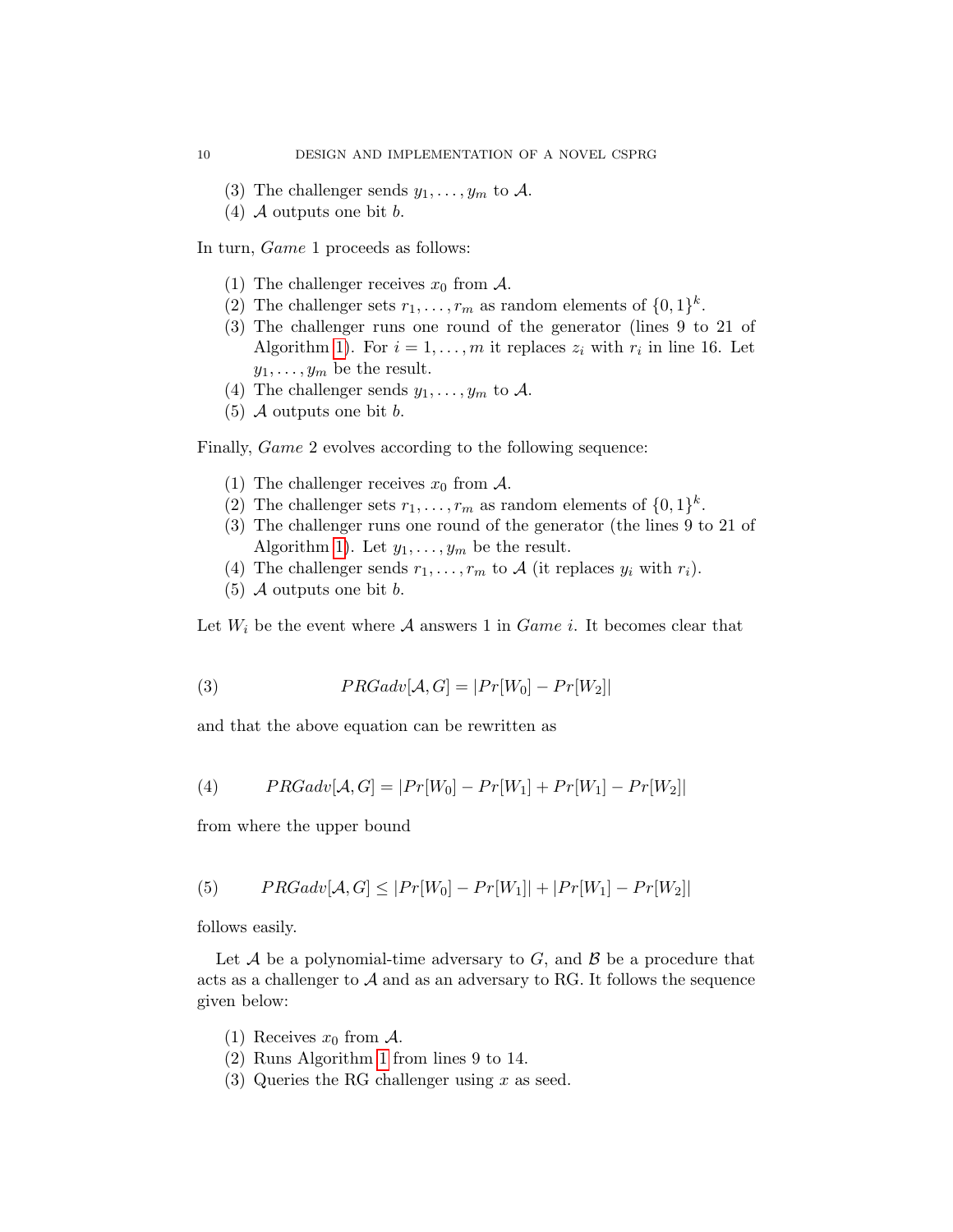(3) The challenger sends $y_1, \ldots, y_m$ to $\mathcal{A}$.
(4) $\mathcal{A}$ outputs one bit $b$.

In turn, *Game* 1 proceeds as follows:

(1) The challenger receives $x_0$ from $\mathcal{A}$.
(2) The challenger sets $r_1, \ldots, r_m$ as random elements of $\{0,1\}^k$.
(3) The challenger runs one round of the generator (lines 9 to 21 of Algorithm 1). For $i = 1, \ldots, m$ it replaces $z_i$ with $r_i$ in line 16. Let $y_1, \ldots, y_m$ be the result.
(4) The challenger sends $y_1, \ldots, y_m$ to $\mathcal{A}$.
(5) $\mathcal{A}$ outputs one bit $b$.

Finally, *Game* 2 evolves according to the following sequence:

(1) The challenger receives $x_0$ from $\mathcal{A}$.
(2) The challenger sets $r_1, \ldots, r_m$ as random elements of $\{0,1\}^k$.
(3) The challenger runs one round of the generator (the lines 9 to 21 of Algorithm 1). Let $y_1, \ldots, y_m$ be the result.
(4) The challenger sends $r_1, \ldots, r_m$ to $\mathcal{A}$ (it replaces $y_i$ with $r_i$).
(5) $\mathcal{A}$ outputs one bit $b$.

Let $W_i$ be the event where $\mathcal{A}$ answers 1 in *Game* $i$. It becomes clear that

$$PRGadv[\mathcal{A}, G] = |Pr[W_0] - Pr[W_2]| \tag{3}$$

and that the above equation can be rewritten as

$$PRGadv[\mathcal{A}, G] = |Pr[W_0] - Pr[W_1] + Pr[W_1] - Pr[W_2]| \tag{4}$$

from where the upper bound

$$PRGadv[\mathcal{A}, G] \leq |Pr[W_0] - Pr[W_1]| + |Pr[W_1] - Pr[W_2]| \tag{5}$$

follows easily.

Let $\mathcal{A}$ be a polynomial-time adversary to $G$, and $\mathcal{B}$ be a procedure that acts as a challenger to $\mathcal{A}$ and as an adversary to RG. It follows the sequence given below:

(1) Receives $x_0$ from $\mathcal{A}$.
(2) Runs Algorithm 1 from lines 9 to 14.
(3) Queries the RG challenger using $x$ as seed.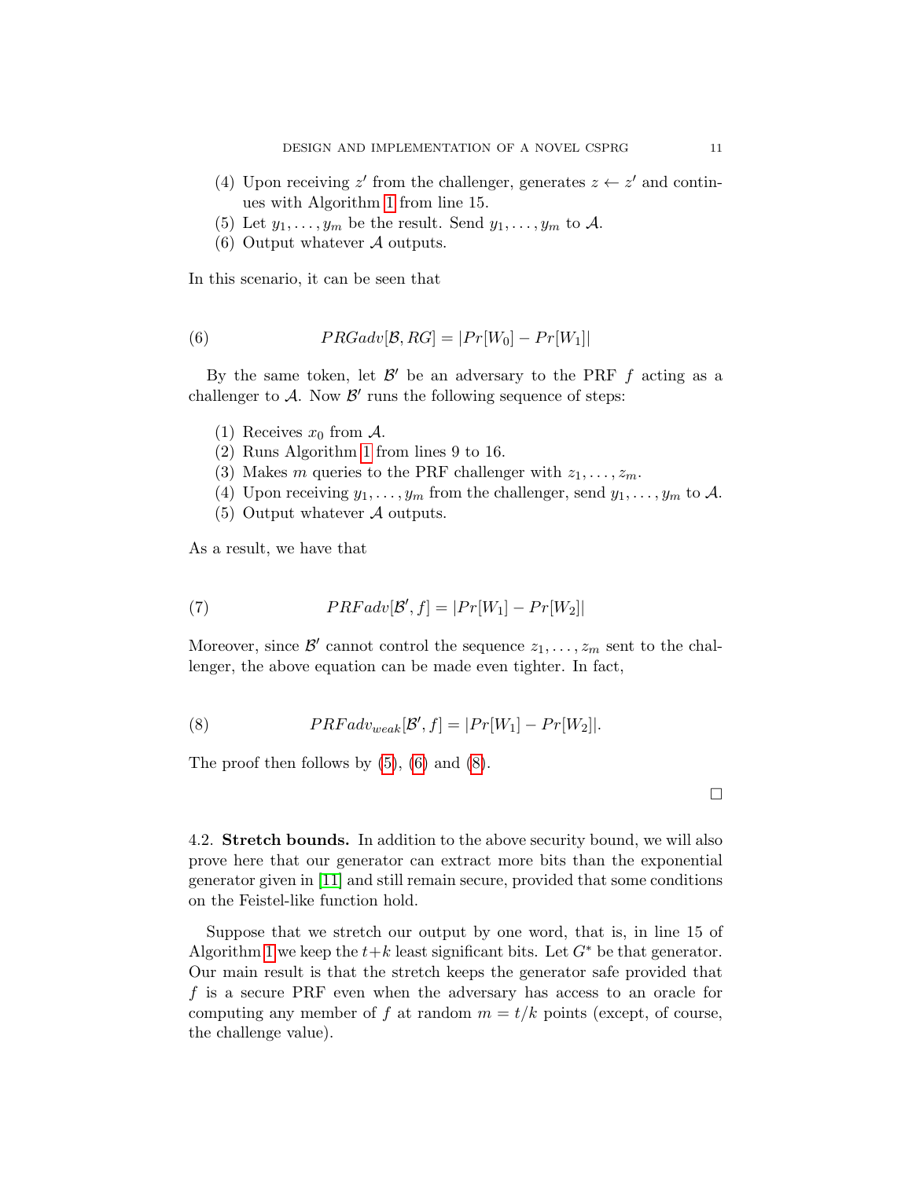(4) Upon receiving $z'$ from the challenger, generates $z \leftarrow z'$ and continues with Algorithm 1 from line 15.
(5) Let $y_1, \ldots, y_m$ be the result. Send $y_1, \ldots, y_m$ to $\mathcal{A}$.
(6) Output whatever $\mathcal{A}$ outputs.

In this scenario, it can be seen that

$$PRGadv[\mathcal{B}, RG] = |Pr[W_0] - Pr[W_1]| \tag{6}$$

By the same token, let $\mathcal{B}'$ be an adversary to the PRF $f$ acting as a challenger to $\mathcal{A}$. Now $\mathcal{B}'$ runs the following sequence of steps:

(1) Receives $x_0$ from $\mathcal{A}$.
(2) Runs Algorithm 1 from lines 9 to 16.
(3) Makes $m$ queries to the PRF challenger with $z_1, \ldots, z_m$.
(4) Upon receiving $y_1, \ldots, y_m$ from the challenger, send $y_1, \ldots, y_m$ to $\mathcal{A}$.
(5) Output whatever $\mathcal{A}$ outputs.

As a result, we have that

$$PRFadv[\mathcal{B}', f] = |Pr[W_1] - Pr[W_2]| \tag{7}$$

Moreover, since $\mathcal{B}'$ cannot control the sequence $z_1, \ldots, z_m$ sent to the challenger, the above equation can be made even tighter. In fact,

$$PRFadv_{weak}[\mathcal{B}', f] = |Pr[W_1] - Pr[W_2]|. \tag{8}$$

The proof then follows by (5), (6) and (8).

□

4.2. **Stretch bounds.** In addition to the above security bound, we will also prove here that our generator can extract more bits than the exponential generator given in [11] and still remain secure, provided that some conditions on the Feistel-like function hold.

Suppose that we stretch our output by one word, that is, in line 15 of Algorithm 1 we keep the $t+k$ least significant bits. Let $G^*$ be that generator. Our main result is that the stretch keeps the generator safe provided that $f$ is a secure PRF even when the adversary has access to an oracle for computing any member of $f$ at random $m = t/k$ points (except, of course, the challenge value).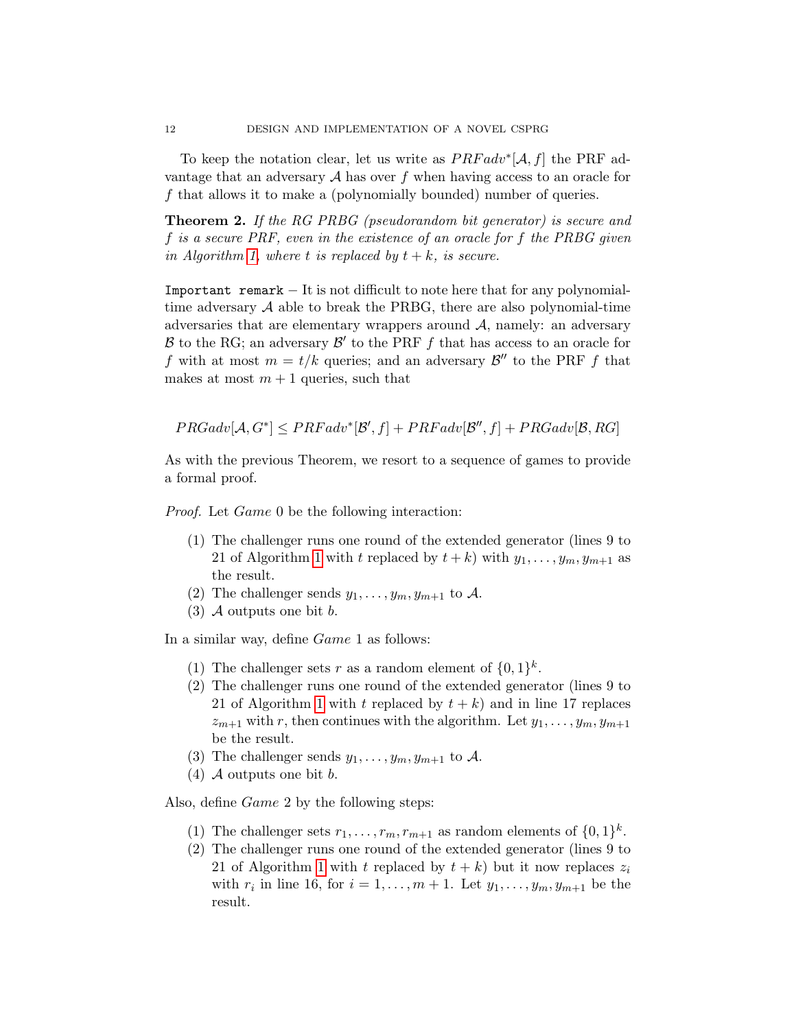To keep the notation clear, let us write as $PRFadv^*[\mathcal{A}, f]$ the PRF advantage that an adversary $\mathcal{A}$ has over $f$ when having access to an oracle for $f$ that allows it to make a (polynomially bounded) number of queries.

**Theorem 2.** *If the RG PRBG (pseudorandom bit generator) is secure and $f$ is a secure PRF, even in the existence of an oracle for $f$ the PRBG given in Algorithm 1, where $t$ is replaced by $t+k$, is secure.*

`Important remark` – It is not difficult to note here that for any polynomial-time adversary $\mathcal{A}$ able to break the PRBG, there are also polynomial-time adversaries that are elementary wrappers around $\mathcal{A}$, namely: an adversary $\mathcal{B}$ to the RG; an adversary $\mathcal{B}'$ to the PRF $f$ that has access to an oracle for $f$ with at most $m = t/k$ queries; and an adversary $\mathcal{B}''$ to the PRF $f$ that makes at most $m+1$ queries, such that

$$PRGadv[\mathcal{A}, G^*] \leq PRFadv^*[\mathcal{B}', f] + PRFadv[\mathcal{B}'', f] + PRGadv[\mathcal{B}, RG]$$

As with the previous Theorem, we resort to a sequence of games to provide a formal proof.

*Proof.* Let *Game* 0 be the following interaction:

1. The challenger runs one round of the extended generator (lines 9 to 21 of Algorithm 1 with $t$ replaced by $t+k$) with $y_1, \ldots, y_m, y_{m+1}$ as the result.
2. The challenger sends $y_1, \ldots, y_m, y_{m+1}$ to $\mathcal{A}$.
3. $\mathcal{A}$ outputs one bit $b$.

In a similar way, define *Game* 1 as follows:

1. The challenger sets $r$ as a random element of $\{0,1\}^k$.
2. The challenger runs one round of the extended generator (lines 9 to 21 of Algorithm 1 with $t$ replaced by $t+k$) and in line 17 replaces $z_{m+1}$ with $r$, then continues with the algorithm. Let $y_1, \ldots, y_m, y_{m+1}$ be the result.
3. The challenger sends $y_1, \ldots, y_m, y_{m+1}$ to $\mathcal{A}$.
4. $\mathcal{A}$ outputs one bit $b$.

Also, define *Game* 2 by the following steps:

1. The challenger sets $r_1, \ldots, r_m, r_{m+1}$ as random elements of $\{0,1\}^k$.
2. The challenger runs one round of the extended generator (lines 9 to 21 of Algorithm 1 with $t$ replaced by $t+k$) but it now replaces $z_i$ with $r_i$ in line 16, for $i = 1, \ldots, m+1$. Let $y_1, \ldots, y_m, y_{m+1}$ be the result.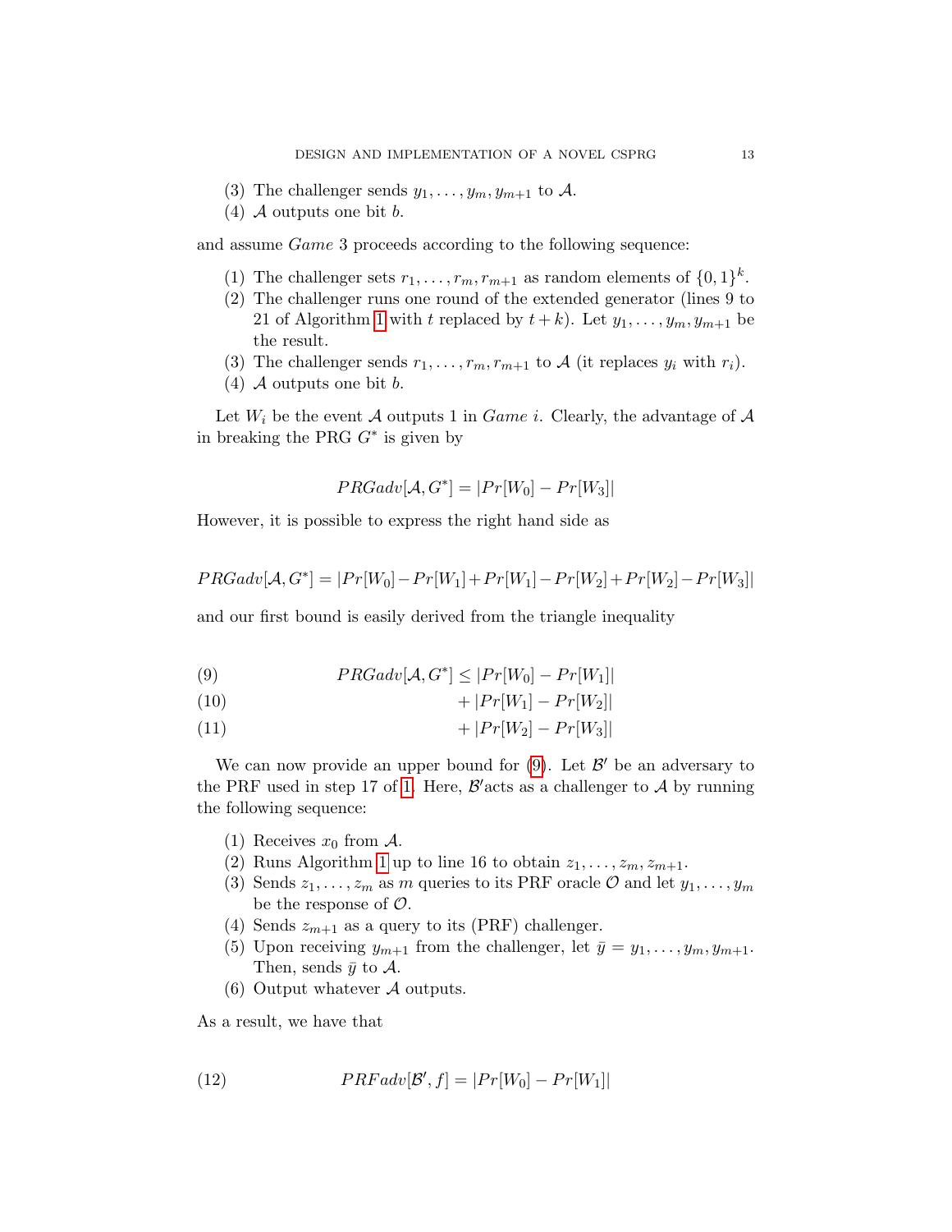(3) The challenger sends $y_1, \ldots, y_m, y_{m+1}$ to $\mathcal{A}$.
(4) $\mathcal{A}$ outputs one bit $b$.

and assume *Game* 3 proceeds according to the following sequence:

(1) The challenger sets $r_1, \ldots, r_m, r_{m+1}$ as random elements of $\{0,1\}^k$.
(2) The challenger runs one round of the extended generator (lines 9 to 21 of Algorithm 1 with $t$ replaced by $t+k$). Let $y_1, \ldots, y_m, y_{m+1}$ be the result.
(3) The challenger sends $r_1, \ldots, r_m, r_{m+1}$ to $\mathcal{A}$ (it replaces $y_i$ with $r_i$).
(4) $\mathcal{A}$ outputs one bit $b$.

Let $W_i$ be the event $\mathcal{A}$ outputs 1 in *Game* $i$. Clearly, the advantage of $\mathcal{A}$ in breaking the PRG $G^*$ is given by

$$PRGadv[\mathcal{A}, G^*] = |Pr[W_0] - Pr[W_3]|$$

However, it is possible to express the right hand side as

$$PRGadv[\mathcal{A}, G^*] = |Pr[W_0] - Pr[W_1] + Pr[W_1] - Pr[W_2] + Pr[W_2] - Pr[W_3]|$$

and our first bound is easily derived from the triangle inequality

$$PRGadv[\mathcal{A}, G^*] \leq |Pr[W_0] - Pr[W_1]| \tag{9}$$
$$+ |Pr[W_1] - Pr[W_2]| \tag{10}$$
$$+ |Pr[W_2] - Pr[W_3]| \tag{11}$$

We can now provide an upper bound for (9). Let $\mathcal{B}'$ be an adversary to the PRF used in step 17 of 1. Here, $\mathcal{B}'$acts as a challenger to $\mathcal{A}$ by running the following sequence:

(1) Receives $x_0$ from $\mathcal{A}$.
(2) Runs Algorithm 1 up to line 16 to obtain $z_1, \ldots, z_m, z_{m+1}$.
(3) Sends $z_1, \ldots, z_m$ as $m$ queries to its PRF oracle $\mathcal{O}$ and let $y_1, \ldots, y_m$ be the response of $\mathcal{O}$.
(4) Sends $z_{m+1}$ as a query to its (PRF) challenger.
(5) Upon receiving $y_{m+1}$ from the challenger, let $\bar{y} = y_1, \ldots, y_m, y_{m+1}$. Then, sends $\bar{y}$ to $\mathcal{A}$.
(6) Output whatever $\mathcal{A}$ outputs.

As a result, we have that

$$PRFadv[\mathcal{B}', f] = |Pr[W_0] - Pr[W_1]| \tag{12}$$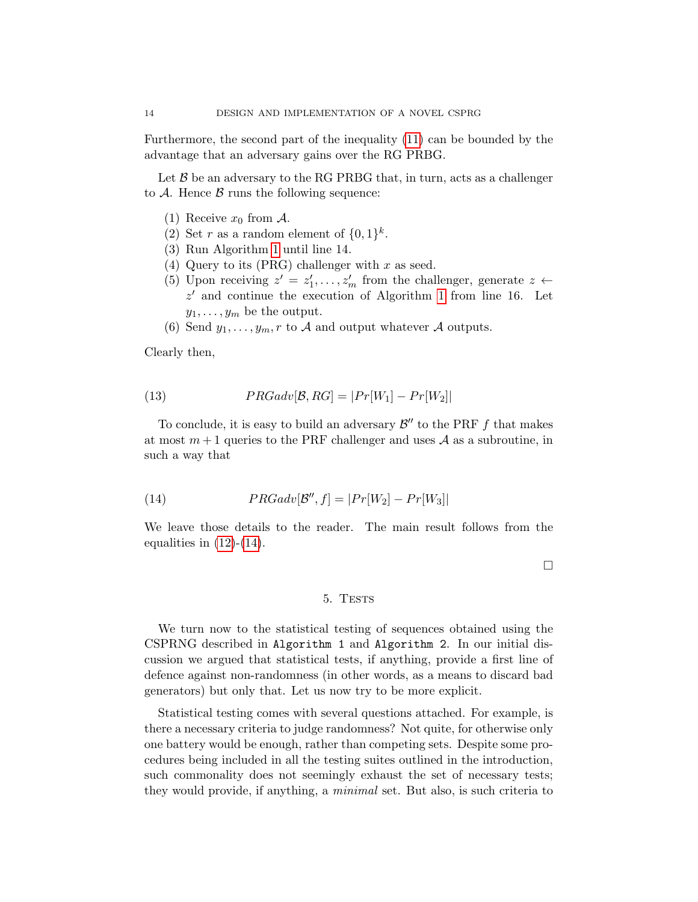Furthermore, the second part of the inequality (11) can be bounded by the advantage that an adversary gains over the RG PRBG.

Let $\mathcal{B}$ be an adversary to the RG PRBG that, in turn, acts as a challenger to $\mathcal{A}$. Hence $\mathcal{B}$ runs the following sequence:

1. Receive $x_0$ from $\mathcal{A}$.
2. Set $r$ as a random element of $\{0,1\}^k$.
3. Run Algorithm 1 until line 14.
4. Query to its (PRG) challenger with $x$ as seed.
5. Upon receiving $z' = z'_1, \ldots, z'_m$ from the challenger, generate $z \leftarrow z'$ and continue the execution of Algorithm 1 from line 16. Let $y_1, \ldots, y_m$ be the output.
6. Send $y_1, \ldots, y_m, r$ to $\mathcal{A}$ and output whatever $\mathcal{A}$ outputs.

Clearly then,

$$PRGadv[\mathcal{B}, RG] = |Pr[W_1] - Pr[W_2]| \tag{13}$$

To conclude, it is easy to build an adversary $\mathcal{B}''$ to the PRF $f$ that makes at most $m+1$ queries to the PRF challenger and uses $\mathcal{A}$ as a subroutine, in such a way that

$$PRGadv[\mathcal{B}'', f] = |Pr[W_2] - Pr[W_3]| \tag{14}$$

We leave those details to the reader. The main result follows from the equalities in (12)-(14).

□

## 5. Tests

We turn now to the statistical testing of sequences obtained using the CSPRNG described in `Algorithm 1` and `Algorithm 2`. In our initial discussion we argued that statistical tests, if anything, provide a first line of defence against non-randomness (in other words, as a means to discard bad generators) but only that. Let us now try to be more explicit.

Statistical testing comes with several questions attached. For example, is there a necessary criteria to judge randomness? Not quite, for otherwise only one battery would be enough, rather than competing sets. Despite some procedures being included in all the testing suites outlined in the introduction, such commonality does not seemingly exhaust the set of necessary tests; they would provide, if anything, a *minimal* set. But also, is such criteria to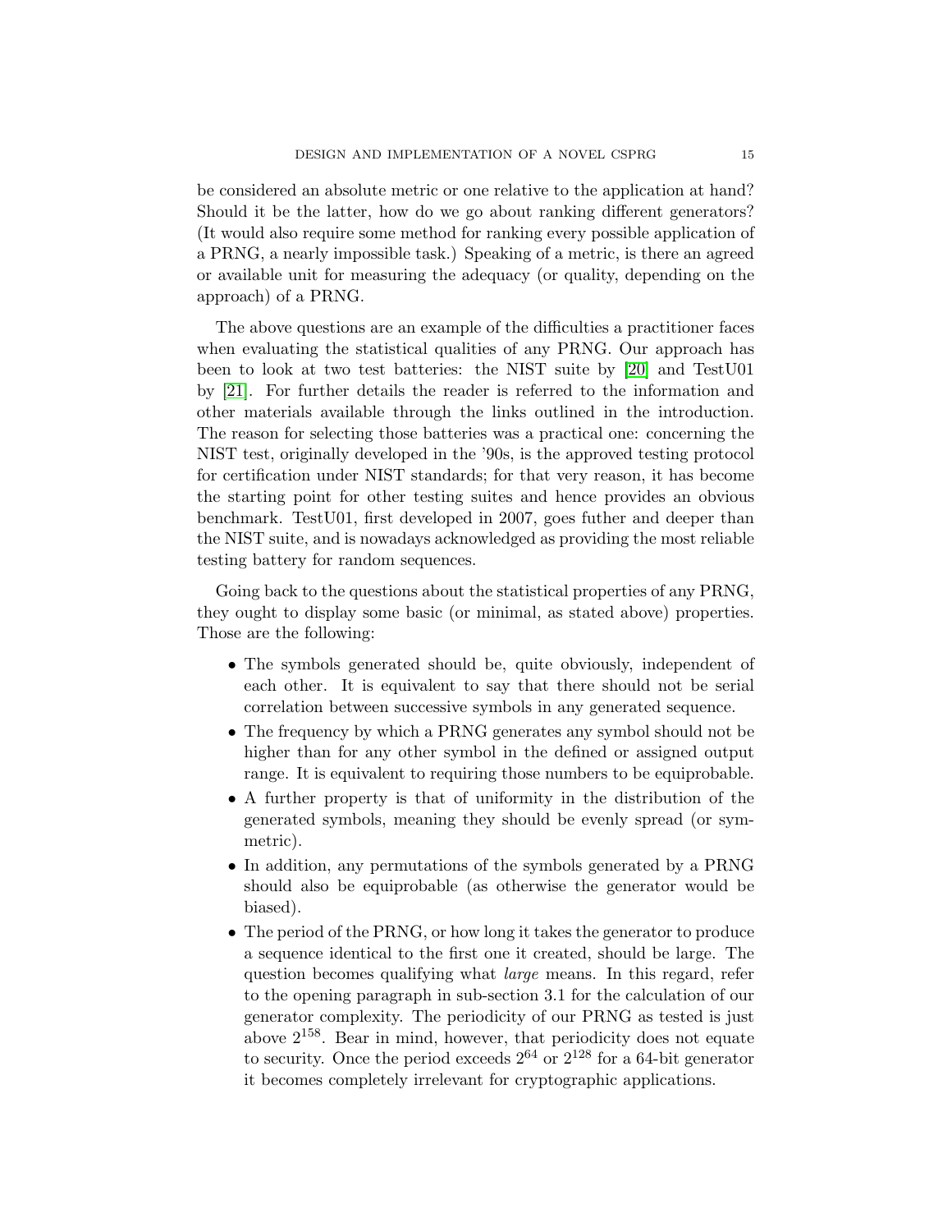be considered an absolute metric or one relative to the application at hand? Should it be the latter, how do we go about ranking different generators? (It would also require some method for ranking every possible application of a PRNG, a nearly impossible task.) Speaking of a metric, is there an agreed or available unit for measuring the adequacy (or quality, depending on the approach) of a PRNG.

The above questions are an example of the difficulties a practitioner faces when evaluating the statistical qualities of any PRNG. Our approach has been to look at two test batteries: the NIST suite by [20] and TestU01 by [21]. For further details the reader is referred to the information and other materials available through the links outlined in the introduction. The reason for selecting those batteries was a practical one: concerning the NIST test, originally developed in the '90s, is the approved testing protocol for certification under NIST standards; for that very reason, it has become the starting point for other testing suites and hence provides an obvious benchmark. TestU01, first developed in 2007, goes futher and deeper than the NIST suite, and is nowadays acknowledged as providing the most reliable testing battery for random sequences.

Going back to the questions about the statistical properties of any PRNG, they ought to display some basic (or minimal, as stated above) properties. Those are the following:

- The symbols generated should be, quite obviously, independent of each other. It is equivalent to say that there should not be serial correlation between successive symbols in any generated sequence.
- The frequency by which a PRNG generates any symbol should not be higher than for any other symbol in the defined or assigned output range. It is equivalent to requiring those numbers to be equiprobable.
- A further property is that of uniformity in the distribution of the generated symbols, meaning they should be evenly spread (or symmetric).
- In addition, any permutations of the symbols generated by a PRNG should also be equiprobable (as otherwise the generator would be biased).
- The period of the PRNG, or how long it takes the generator to produce a sequence identical to the first one it created, should be large. The question becomes qualifying what *large* means. In this regard, refer to the opening paragraph in sub-section 3.1 for the calculation of our generator complexity. The periodicity of our PRNG as tested is just above $2^{158}$. Bear in mind, however, that periodicity does not equate to security. Once the period exceeds $2^{64}$ or $2^{128}$ for a 64-bit generator it becomes completely irrelevant for cryptographic applications.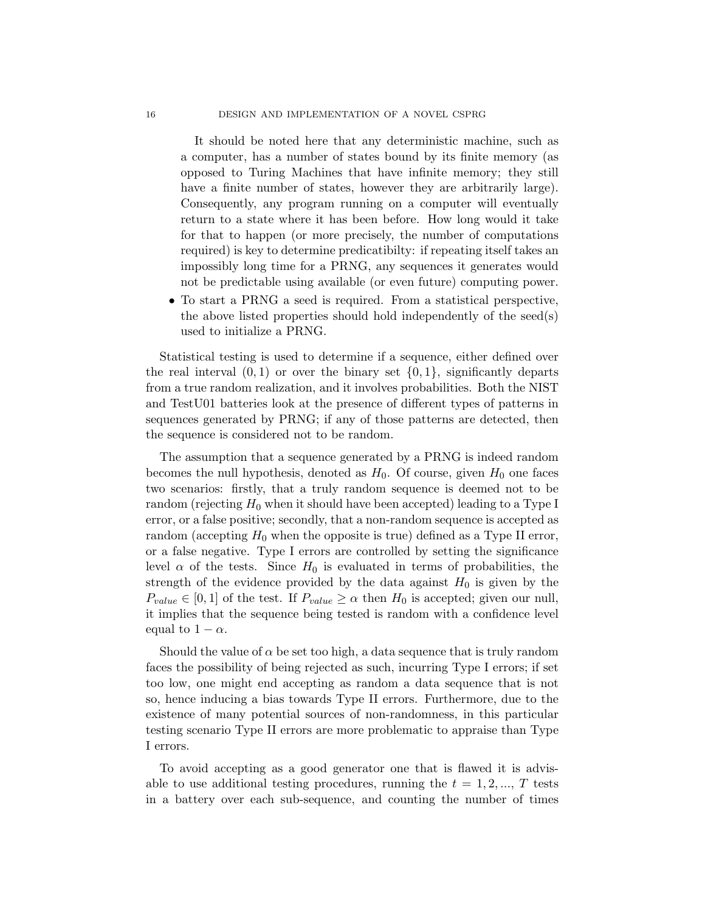It should be noted here that any deterministic machine, such as a computer, has a number of states bound by its finite memory (as opposed to Turing Machines that have infinite memory; they still have a finite number of states, however they are arbitrarily large). Consequently, any program running on a computer will eventually return to a state where it has been before. How long would it take for that to happen (or more precisely, the number of computations required) is key to determine predicatibilty: if repeating itself takes an impossibly long time for a PRNG, any sequences it generates would not be predictable using available (or even future) computing power.

- To start a PRNG a seed is required. From a statistical perspective, the above listed properties should hold independently of the seed(s) used to initialize a PRNG.

Statistical testing is used to determine if a sequence, either defined over the real interval $(0, 1)$ or over the binary set $\{0, 1\}$, significantly departs from a true random realization, and it involves probabilities. Both the NIST and TestU01 batteries look at the presence of different types of patterns in sequences generated by PRNG; if any of those patterns are detected, then the sequence is considered not to be random.

The assumption that a sequence generated by a PRNG is indeed random becomes the null hypothesis, denoted as $H_0$. Of course, given $H_0$ one faces two scenarios: firstly, that a truly random sequence is deemed not to be random (rejecting $H_0$ when it should have been accepted) leading to a Type I error, or a false positive; secondly, that a non-random sequence is accepted as random (accepting $H_0$ when the opposite is true) defined as a Type II error, or a false negative. Type I errors are controlled by setting the significance level $\alpha$ of the tests. Since $H_0$ is evaluated in terms of probabilities, the strength of the evidence provided by the data against $H_0$ is given by the $P_{value} \in [0, 1]$ of the test. If $P_{value} \geq \alpha$ then $H_0$ is accepted; given our null, it implies that the sequence being tested is random with a confidence level equal to $1 - \alpha$.

Should the value of $\alpha$ be set too high, a data sequence that is truly random faces the possibility of being rejected as such, incurring Type I errors; if set too low, one might end accepting as random a data sequence that is not so, hence inducing a bias towards Type II errors. Furthermore, due to the existence of many potential sources of non-randomness, in this particular testing scenario Type II errors are more problematic to appraise than Type I errors.

To avoid accepting as a good generator one that is flawed it is advisable to use additional testing procedures, running the $t = 1, 2, ..., T$ tests in a battery over each sub-sequence, and counting the number of times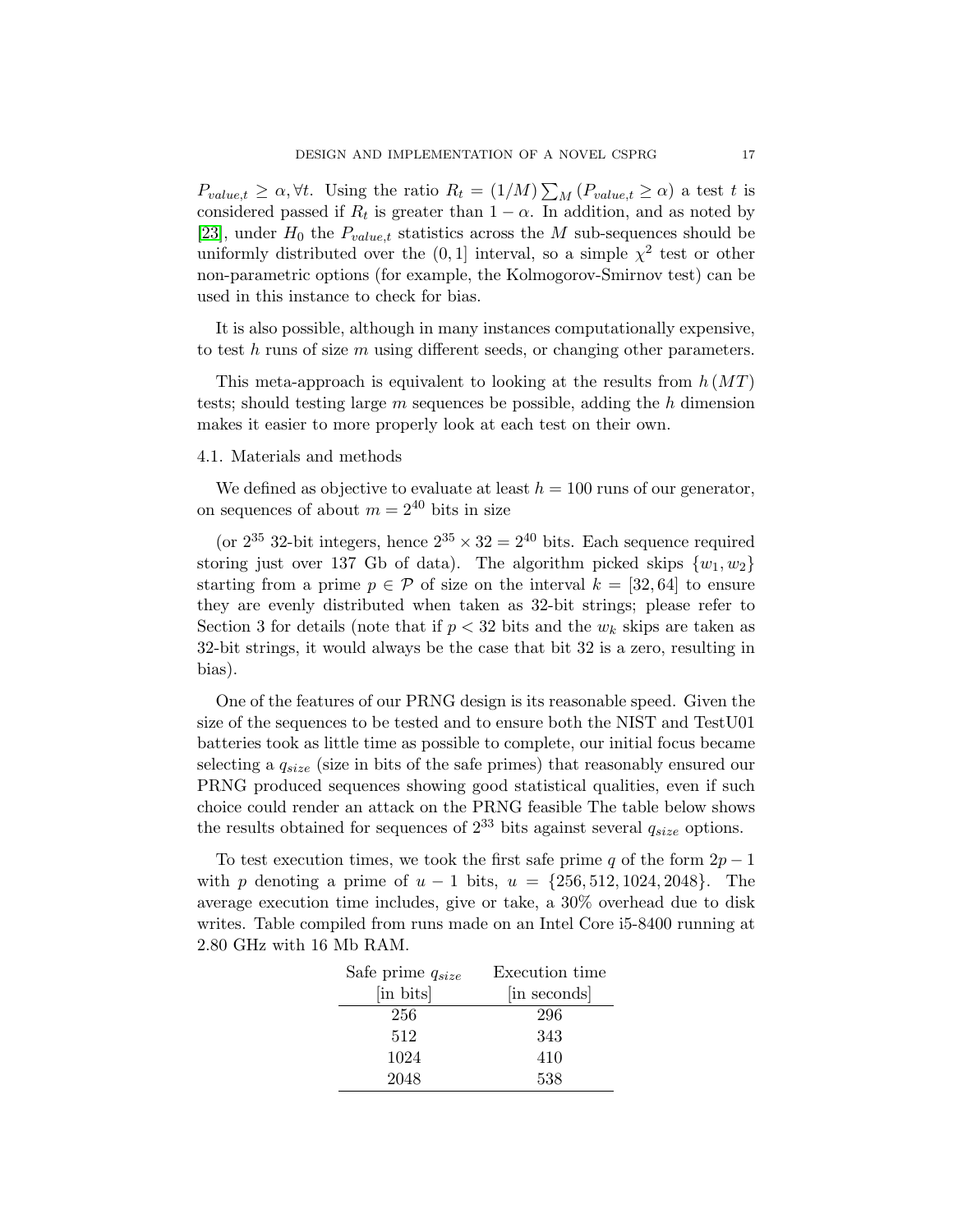$P_{value,t} \geq \alpha, \forall t$. Using the ratio $R_t = (1/M) \sum_M (P_{value,t} \geq \alpha)$ a test $t$ is considered passed if $R_t$ is greater than $1 - \alpha$. In addition, and as noted by [23], under $H_0$ the $P_{value,t}$ statistics across the $M$ sub-sequences should be uniformly distributed over the $(0, 1]$ interval, so a simple $\chi^2$ test or other non-parametric options (for example, the Kolmogorov-Smirnov test) can be used in this instance to check for bias.

It is also possible, although in many instances computationally expensive, to test $h$ runs of size $m$ using different seeds, or changing other parameters.

This meta-approach is equivalent to looking at the results from $h(MT)$ tests; should testing large $m$ sequences be possible, adding the $h$ dimension makes it easier to more properly look at each test on their own.

### 4.1. Materials and methods

We defined as objective to evaluate at least $h = 100$ runs of our generator, on sequences of about $m = 2^{40}$ bits in size

(or $2^{35}$ 32-bit integers, hence $2^{35} \times 32 = 2^{40}$ bits. Each sequence required storing just over 137 Gb of data). The algorithm picked skips $\{w_1, w_2\}$ starting from a prime $p \in \mathcal{P}$ of size on the interval $k = [32, 64]$ to ensure they are evenly distributed when taken as 32-bit strings; please refer to Section 3 for details (note that if $p < 32$ bits and the $w_k$ skips are taken as 32-bit strings, it would always be the case that bit 32 is a zero, resulting in bias).

One of the features of our PRNG design is its reasonable speed. Given the size of the sequences to be tested and to ensure both the NIST and TestU01 batteries took as little time as possible to complete, our initial focus became selecting a $q_{size}$ (size in bits of the safe primes) that reasonably ensured our PRNG produced sequences showing good statistical qualities, even if such choice could render an attack on the PRNG feasible The table below shows the results obtained for sequences of $2^{33}$ bits against several $q_{size}$ options.

To test execution times, we took the first safe prime $q$ of the form $2p - 1$ with $p$ denoting a prime of $u - 1$ bits, $u = \{256, 512, 1024, 2048\}$. The average execution time includes, give or take, a 30% overhead due to disk writes. Table compiled from runs made on an Intel Core i5-8400 running at 2.80 GHz with 16 Mb RAM.

| Safe prime $q_{size}$ [in bits] | Execution time [in seconds] |
|---|---|
| 256 | 296 |
| 512 | 343 |
| 1024 | 410 |
| 2048 | 538 |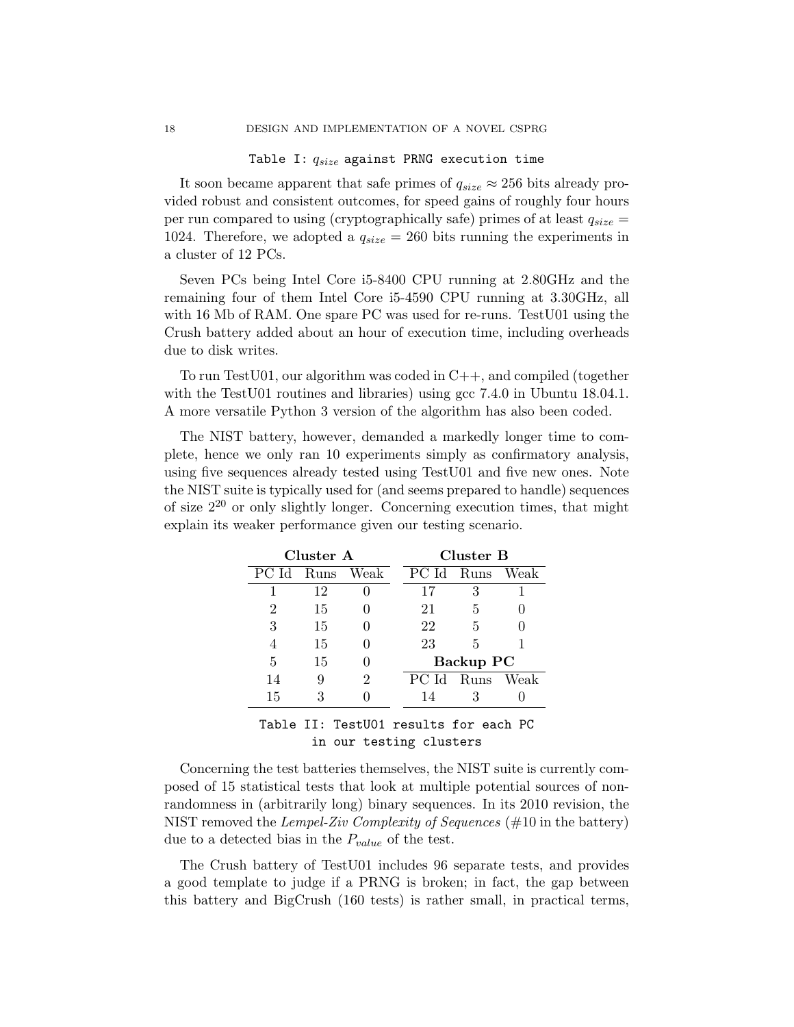Table I: $q_{size}$ against PRNG execution time

It soon became apparent that safe primes of $q_{size} \approx 256$ bits already provided robust and consistent outcomes, for speed gains of roughly four hours per run compared to using (cryptographically safe) primes of at least $q_{size} = 1024$. Therefore, we adopted a $q_{size} = 260$ bits running the experiments in a cluster of 12 PCs.

Seven PCs being Intel Core i5-8400 CPU running at 2.80GHz and the remaining four of them Intel Core i5-4590 CPU running at 3.30GHz, all with 16 Mb of RAM. One spare PC was used for re-runs. TestU01 using the Crush battery added about an hour of execution time, including overheads due to disk writes.

To run TestU01, our algorithm was coded in C++, and compiled (together with the TestU01 routines and libraries) using gcc 7.4.0 in Ubuntu 18.04.1. A more versatile Python 3 version of the algorithm has also been coded.

The NIST battery, however, demanded a markedly longer time to complete, hence we only ran 10 experiments simply as confirmatory analysis, using five sequences already tested using TestU01 and five new ones. Note the NIST suite is typically used for (and seems prepared to handle) sequences of size $2^{20}$ or only slightly longer. Concerning execution times, that might explain its weaker performance given our testing scenario.

| **Cluster A** | | | **Cluster B** | | |
|---|---|---|---|---|---|
| PC Id | Runs | Weak | PC Id | Runs | Weak |
| 1 | 12 | 0 | 17 | 3 | 1 |
| 2 | 15 | 0 | 21 | 5 | 0 |
| 3 | 15 | 0 | 22 | 5 | 0 |
| 4 | 15 | 0 | 23 | 5 | 1 |
| 5 | 15 | 0 | **Backup PC** | | |
| 14 | 9 | 2 | PC Id | Runs | Weak |
| 15 | 3 | 0 | 14 | 3 | 0 |

Table II: TestU01 results for each PC in our testing clusters

Concerning the test batteries themselves, the NIST suite is currently composed of 15 statistical tests that look at multiple potential sources of nonrandomness in (arbitrarily long) binary sequences. In its 2010 revision, the NIST removed the *Lempel-Ziv Complexity of Sequences* (#10 in the battery) due to a detected bias in the $P_{value}$ of the test.

The Crush battery of TestU01 includes 96 separate tests, and provides a good template to judge if a PRNG is broken; in fact, the gap between this battery and BigCrush (160 tests) is rather small, in practical terms,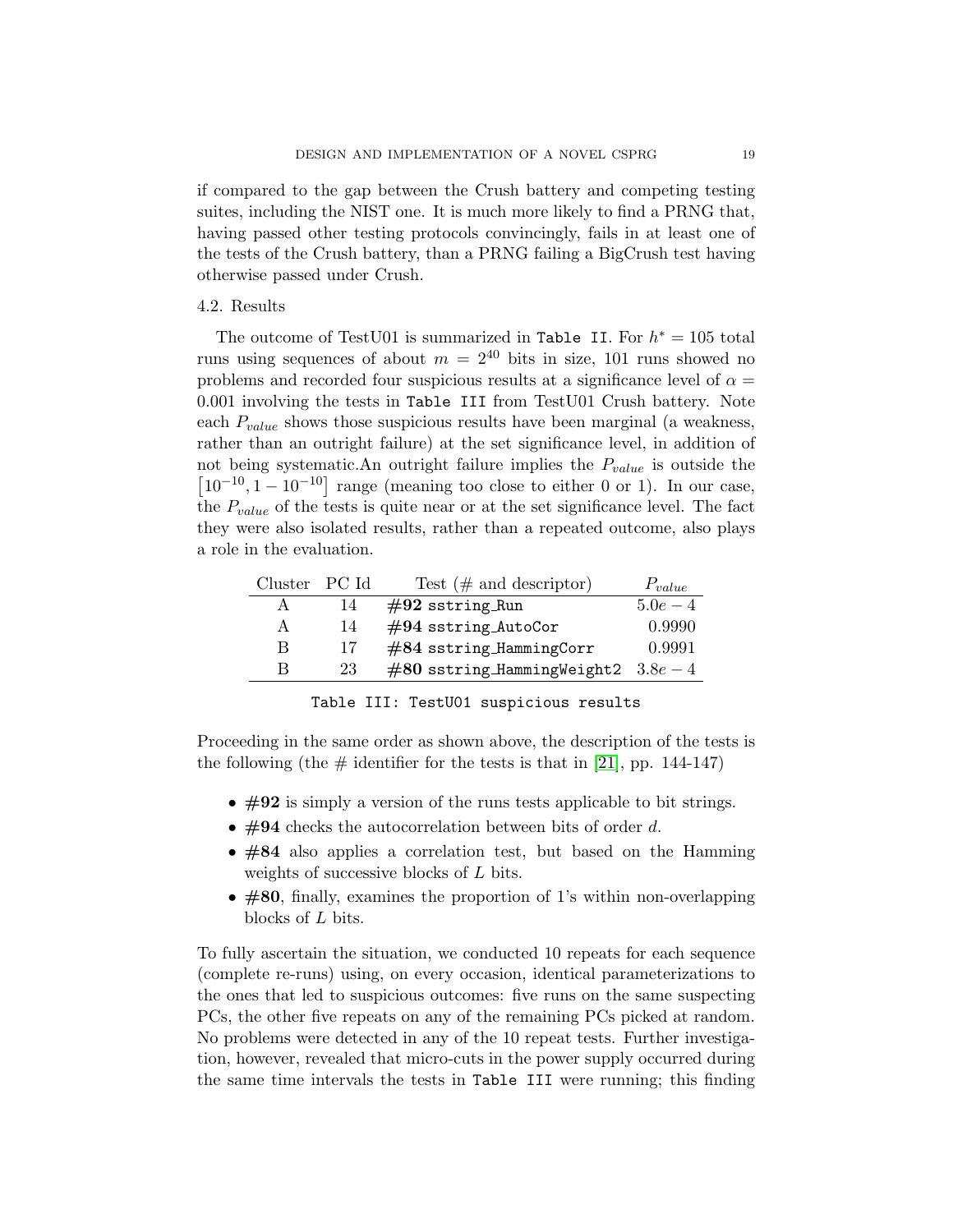if compared to the gap between the Crush battery and competing testing suites, including the NIST one. It is much more likely to find a PRNG that, having passed other testing protocols convincingly, fails in at least one of the tests of the Crush battery, than a PRNG failing a BigCrush test having otherwise passed under Crush.

### 4.2. Results

The outcome of TestU01 is summarized in `Table II`. For $h^* = 105$ total runs using sequences of about $m = 2^{40}$ bits in size, 101 runs showed no problems and recorded four suspicious results at a significance level of $\alpha = 0.001$ involving the tests in `Table III` from TestU01 Crush battery. Note each $P_{value}$ shows those suspicious results have been marginal (a weakness, rather than an outright failure) at the set significance level, in addition of not being systematic.An outright failure implies the $P_{value}$ is outside the $\left[10^{-10}, 1-10^{-10}\right]$ range (meaning too close to either 0 or 1). In our case, the $P_{value}$ of the tests is quite near or at the set significance level. The fact they were also isolated results, rather than a repeated outcome, also plays a role in the evaluation.

| Cluster | PC Id | Test (# and descriptor) | $P_{value}$ |
|---|---|---|---|
| A | 14 | **#92** `sstring_Run` | $5.0e-4$ |
| A | 14 | **#94** `sstring_AutoCor` | 0.9990 |
| B | 17 | **#84** `sstring_HammingCorr` | 0.9991 |
| B | 23 | **#80** `sstring_HammingWeight2` | $3.8e-4$ |

`Table III: TestU01 suspicious results`

Proceeding in the same order as shown above, the description of the tests is the following (the # identifier for the tests is that in [21], pp. 144-147)

- **#92** is simply a version of the runs tests applicable to bit strings.
- **#94** checks the autocorrelation between bits of order $d$.
- **#84** also applies a correlation test, but based on the Hamming weights of successive blocks of $L$ bits.
- **#80**, finally, examines the proportion of 1's within non-overlapping blocks of $L$ bits.

To fully ascertain the situation, we conducted 10 repeats for each sequence (complete re-runs) using, on every occasion, identical parameterizations to the ones that led to suspicious outcomes: five runs on the same suspecting PCs, the other five repeats on any of the remaining PCs picked at random. No problems were detected in any of the 10 repeat tests. Further investigation, however, revealed that micro-cuts in the power supply occurred during the same time intervals the tests in `Table III` were running; this finding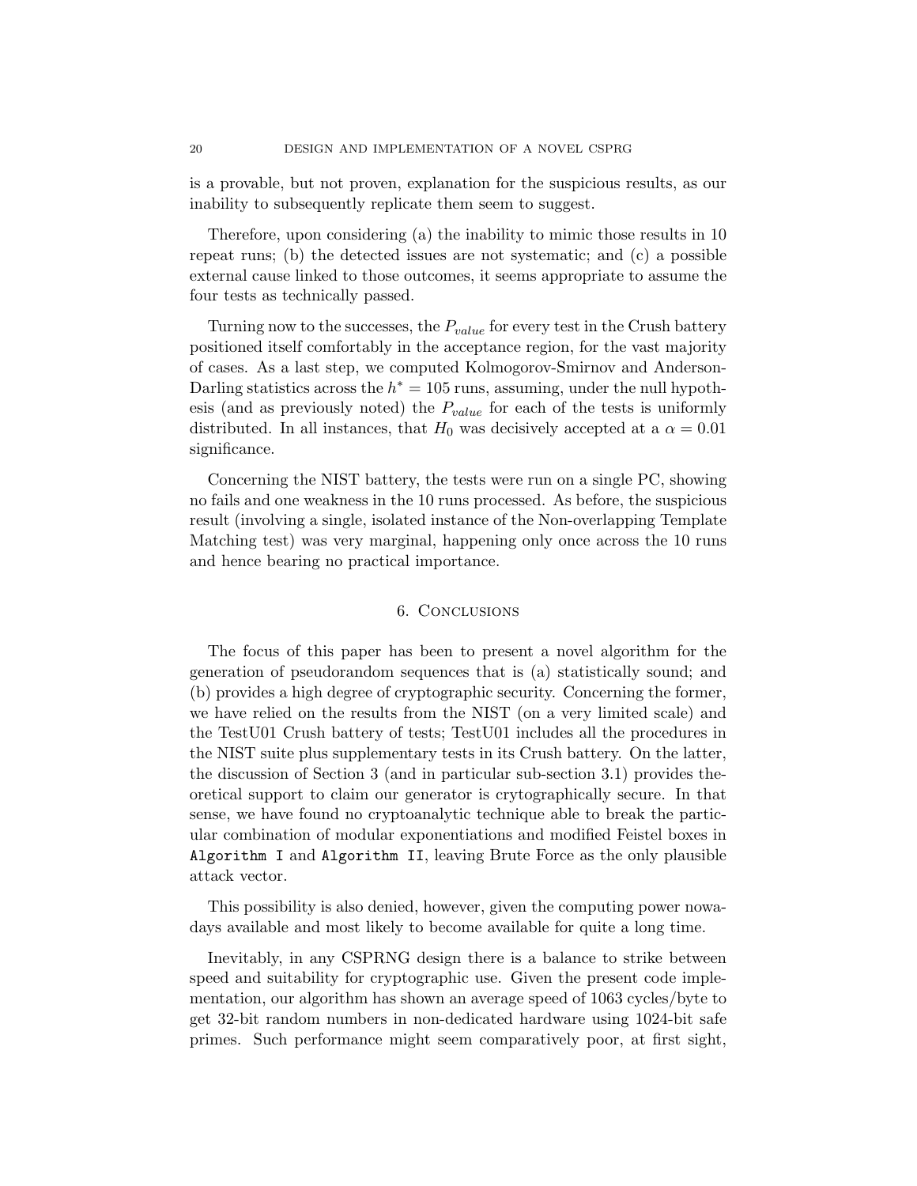is a provable, but not proven, explanation for the suspicious results, as our inability to subsequently replicate them seem to suggest.

Therefore, upon considering (a) the inability to mimic those results in 10 repeat runs; (b) the detected issues are not systematic; and (c) a possible external cause linked to those outcomes, it seems appropriate to assume the four tests as technically passed.

Turning now to the successes, the $P_{value}$ for every test in the Crush battery positioned itself comfortably in the acceptance region, for the vast majority of cases. As a last step, we computed Kolmogorov-Smirnov and Anderson-Darling statistics across the $h^* = 105$ runs, assuming, under the null hypothesis (and as previously noted) the $P_{value}$ for each of the tests is uniformly distributed. In all instances, that $H_0$ was decisively accepted at a $\alpha = 0.01$ significance.

Concerning the NIST battery, the tests were run on a single PC, showing no fails and one weakness in the 10 runs processed. As before, the suspicious result (involving a single, isolated instance of the Non-overlapping Template Matching test) was very marginal, happening only once across the 10 runs and hence bearing no practical importance.

## 6. Conclusions

The focus of this paper has been to present a novel algorithm for the generation of pseudorandom sequences that is (a) statistically sound; and (b) provides a high degree of cryptographic security. Concerning the former, we have relied on the results from the NIST (on a very limited scale) and the TestU01 Crush battery of tests; TestU01 includes all the procedures in the NIST suite plus supplementary tests in its Crush battery. On the latter, the discussion of Section 3 (and in particular sub-section 3.1) provides theoretical support to claim our generator is crytographically secure. In that sense, we have found no cryptoanalytic technique able to break the particular combination of modular exponentiations and modified Feistel boxes in `Algorithm I` and `Algorithm II`, leaving Brute Force as the only plausible attack vector.

This possibility is also denied, however, given the computing power nowadays available and most likely to become available for quite a long time.

Inevitably, in any CSPRNG design there is a balance to strike between speed and suitability for cryptographic use. Given the present code implementation, our algorithm has shown an average speed of 1063 cycles/byte to get 32-bit random numbers in non-dedicated hardware using 1024-bit safe primes. Such performance might seem comparatively poor, at first sight,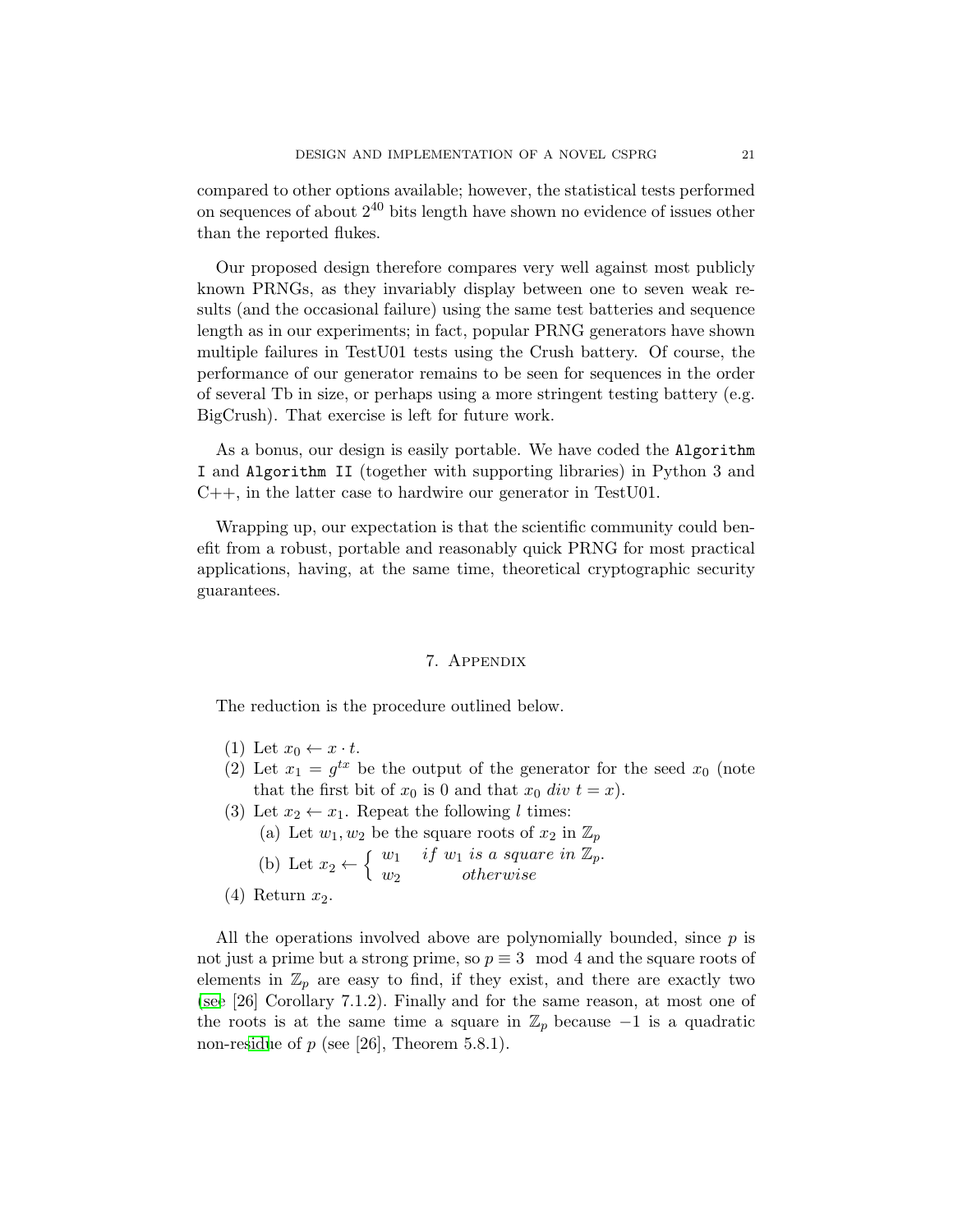compared to other options available; however, the statistical tests performed on sequences of about $2^{40}$ bits length have shown no evidence of issues other than the reported flukes.

Our proposed design therefore compares very well against most publicly known PRNGs, as they invariably display between one to seven weak results (and the occasional failure) using the same test batteries and sequence length as in our experiments; in fact, popular PRNG generators have shown multiple failures in TestU01 tests using the Crush battery. Of course, the performance of our generator remains to be seen for sequences in the order of several Tb in size, or perhaps using a more stringent testing battery (e.g. BigCrush). That exercise is left for future work.

As a bonus, our design is easily portable. We have coded the `Algorithm I` and `Algorithm II` (together with supporting libraries) in Python 3 and C++, in the latter case to hardwire our generator in TestU01.

Wrapping up, our expectation is that the scientific community could benefit from a robust, portable and reasonably quick PRNG for most practical applications, having, at the same time, theoretical cryptographic security guarantees.

## 7. Appendix

The reduction is the procedure outlined below.

1. Let $x_0 \leftarrow x \cdot t$.
2. Let $x_1 = g^{tx}$ be the output of the generator for the seed $x_0$ (note that the first bit of $x_0$ is 0 and that $x_0 \; div \; t = x$).
3. Let $x_2 \leftarrow x_1$. Repeat the following $l$ times:
   (a) Let $w_1, w_2$ be the square roots of $x_2$ in $\mathbb{Z}_p$
   (b) Let $x_2 \leftarrow \begin{cases} w_1 & if \; w_1 \; is \; a \; square \; in \; \mathbb{Z}_p. \\ w_2 & otherwise \end{cases}$
4. Return $x_2$.

All the operations involved above are polynomially bounded, since $p$ is not just a prime but a strong prime, so $p \equiv 3 \mod 4$ and the square roots of elements in $\mathbb{Z}_p$ are easy to find, if they exist, and there are exactly two (see [26] Corollary 7.1.2). Finally and for the same reason, at most one of the roots is at the same time a square in $\mathbb{Z}_p$ because $-1$ is a quadratic non-residue of $p$ (see [26], Theorem 5.8.1).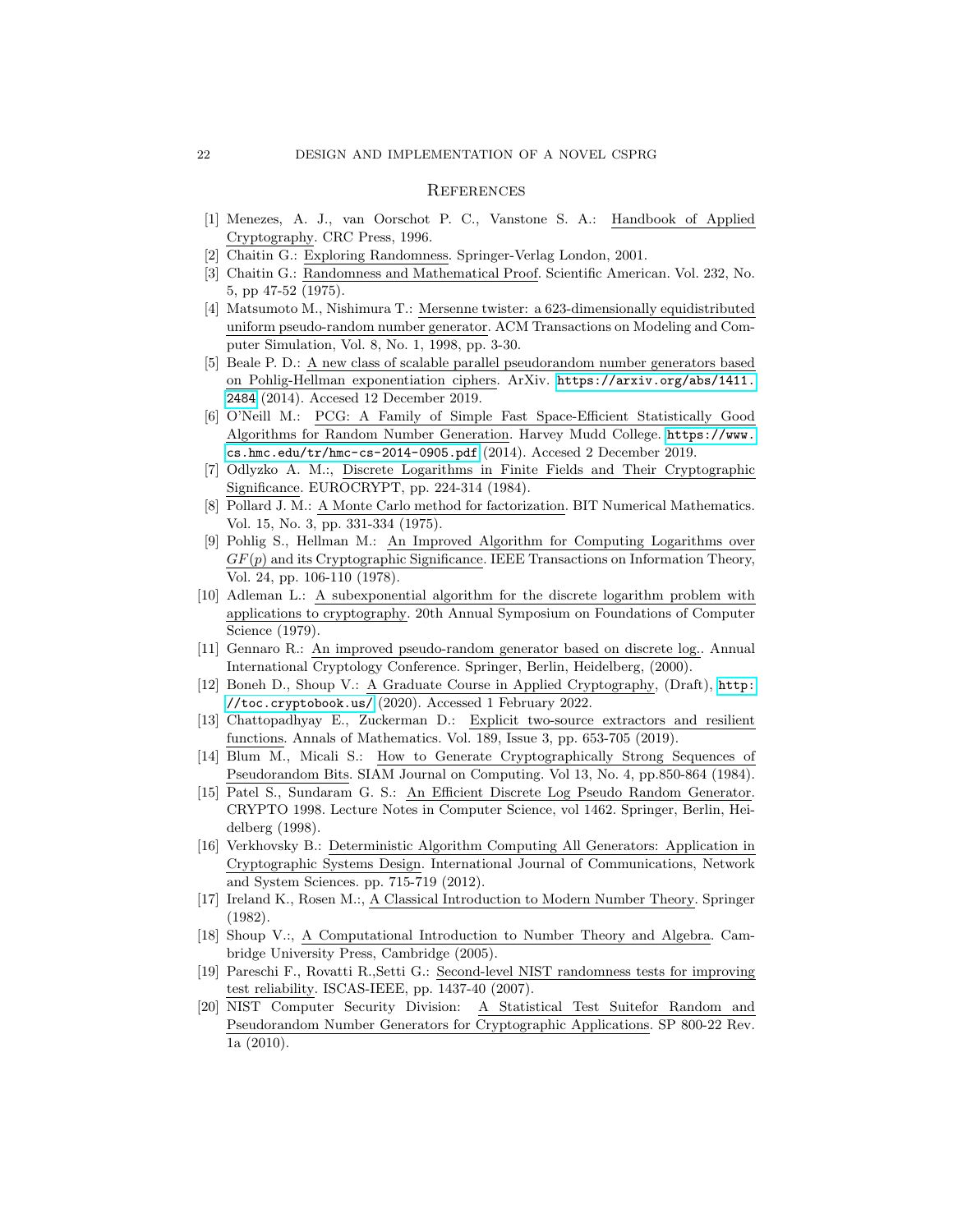# References

[1] Menezes, A. J., van Oorschot P. C., Vanstone S. A.: Handbook of Applied Cryptography. CRC Press, 1996.

[2] Chaitin G.: Exploring Randomness. Springer-Verlag London, 2001.

[3] Chaitin G.: Randomness and Mathematical Proof. Scientific American. Vol. 232, No. 5, pp 47-52 (1975).

[4] Matsumoto M., Nishimura T.: Mersenne twister: a 623-dimensionally equidistributed uniform pseudo-random number generator. ACM Transactions on Modeling and Computer Simulation, Vol. 8, No. 1, 1998, pp. 3-30.

[5] Beale P. D.: A new class of scalable parallel pseudorandom number generators based on Pohlig-Hellman exponentiation ciphers. ArXiv. https://arxiv.org/abs/1411.2484 (2014). Accesed 12 December 2019.

[6] O'Neill M.: PCG: A Family of Simple Fast Space-Efficient Statistically Good Algorithms for Random Number Generation. Harvey Mudd College. https://www.cs.hmc.edu/tr/hmc-cs-2014-0905.pdf (2014). Accesed 2 December 2019.

[7] Odlyzko A. M.:, Discrete Logarithms in Finite Fields and Their Cryptographic Significance. EUROCRYPT, pp. 224-314 (1984).

[8] Pollard J. M.: A Monte Carlo method for factorization. BIT Numerical Mathematics. Vol. 15, No. 3, pp. 331-334 (1975).

[9] Pohlig S., Hellman M.: An Improved Algorithm for Computing Logarithms over $GF(p)$ and its Cryptographic Significance. IEEE Transactions on Information Theory, Vol. 24, pp. 106-110 (1978).

[10] Adleman L.: A subexponential algorithm for the discrete logarithm problem with applications to cryptography. 20th Annual Symposium on Foundations of Computer Science (1979).

[11] Gennaro R.: An improved pseudo-random generator based on discrete log.. Annual International Cryptology Conference. Springer, Berlin, Heidelberg, (2000).

[12] Boneh D., Shoup V.: A Graduate Course in Applied Cryptography, (Draft), http://toc.cryptobook.us/ (2020). Accessed 1 February 2022.

[13] Chattopadhyay E., Zuckerman D.: Explicit two-source extractors and resilient functions. Annals of Mathematics. Vol. 189, Issue 3, pp. 653-705 (2019).

[14] Blum M., Micali S.: How to Generate Cryptographically Strong Sequences of Pseudorandom Bits. SIAM Journal on Computing. Vol 13, No. 4, pp.850-864 (1984).

[15] Patel S., Sundaram G. S.: An Efficient Discrete Log Pseudo Random Generator. CRYPTO 1998. Lecture Notes in Computer Science, vol 1462. Springer, Berlin, Heidelberg (1998).

[16] Verkhovsky B.: Deterministic Algorithm Computing All Generators: Application in Cryptographic Systems Design. International Journal of Communications, Network and System Sciences. pp. 715-719 (2012).

[17] Ireland K., Rosen M.:, A Classical Introduction to Modern Number Theory. Springer (1982).

[18] Shoup V.:, A Computational Introduction to Number Theory and Algebra. Cambridge University Press, Cambridge (2005).

[19] Pareschi F., Rovatti R.,Setti G.: Second-level NIST randomness tests for improving test reliability. ISCAS-IEEE, pp. 1437-40 (2007).

[20] NIST Computer Security Division: A Statistical Test Suitefor Random and Pseudorandom Number Generators for Cryptographic Applications. SP 800-22 Rev. 1a (2010).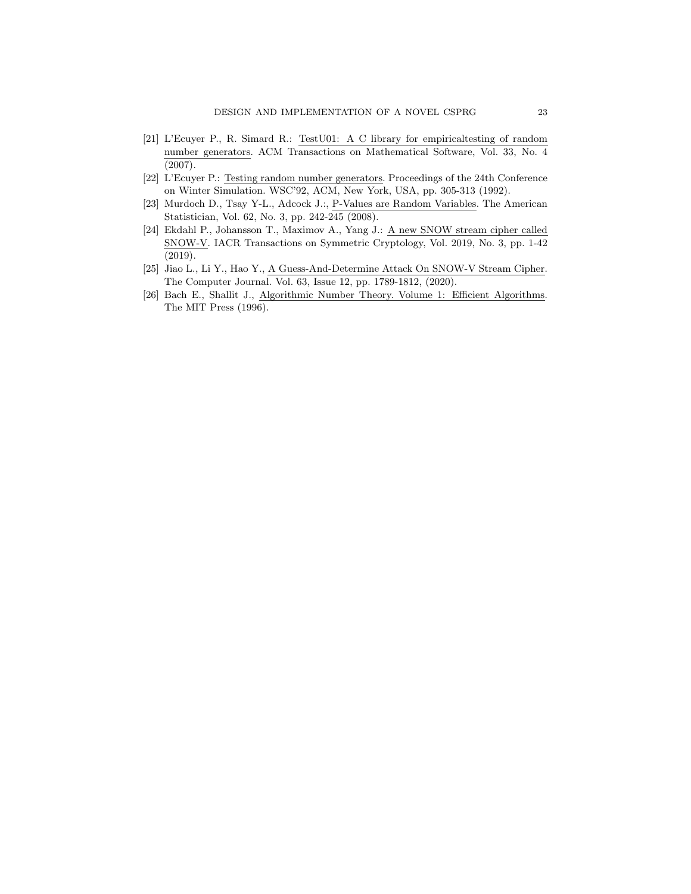[21] L'Ecuyer P., R. Simard R.: TestU01: A C library for empiricaltesting of random number generators. ACM Transactions on Mathematical Software, Vol. 33, No. 4 (2007).

[22] L'Ecuyer P.: Testing random number generators. Proceedings of the 24th Conference on Winter Simulation. WSC'92, ACM, New York, USA, pp. 305-313 (1992).

[23] Murdoch D., Tsay Y-L., Adcock J.:, P-Values are Random Variables. The American Statistician, Vol. 62, No. 3, pp. 242-245 (2008).

[24] Ekdahl P., Johansson T., Maximov A., Yang J.: A new SNOW stream cipher called SNOW-V. IACR Transactions on Symmetric Cryptology, Vol. 2019, No. 3, pp. 1-42 (2019).

[25] Jiao L., Li Y., Hao Y., A Guess-And-Determine Attack On SNOW-V Stream Cipher. The Computer Journal. Vol. 63, Issue 12, pp. 1789-1812, (2020).

[26] Bach E., Shallit J., Algorithmic Number Theory. Volume 1: Efficient Algorithms. The MIT Press (1996).